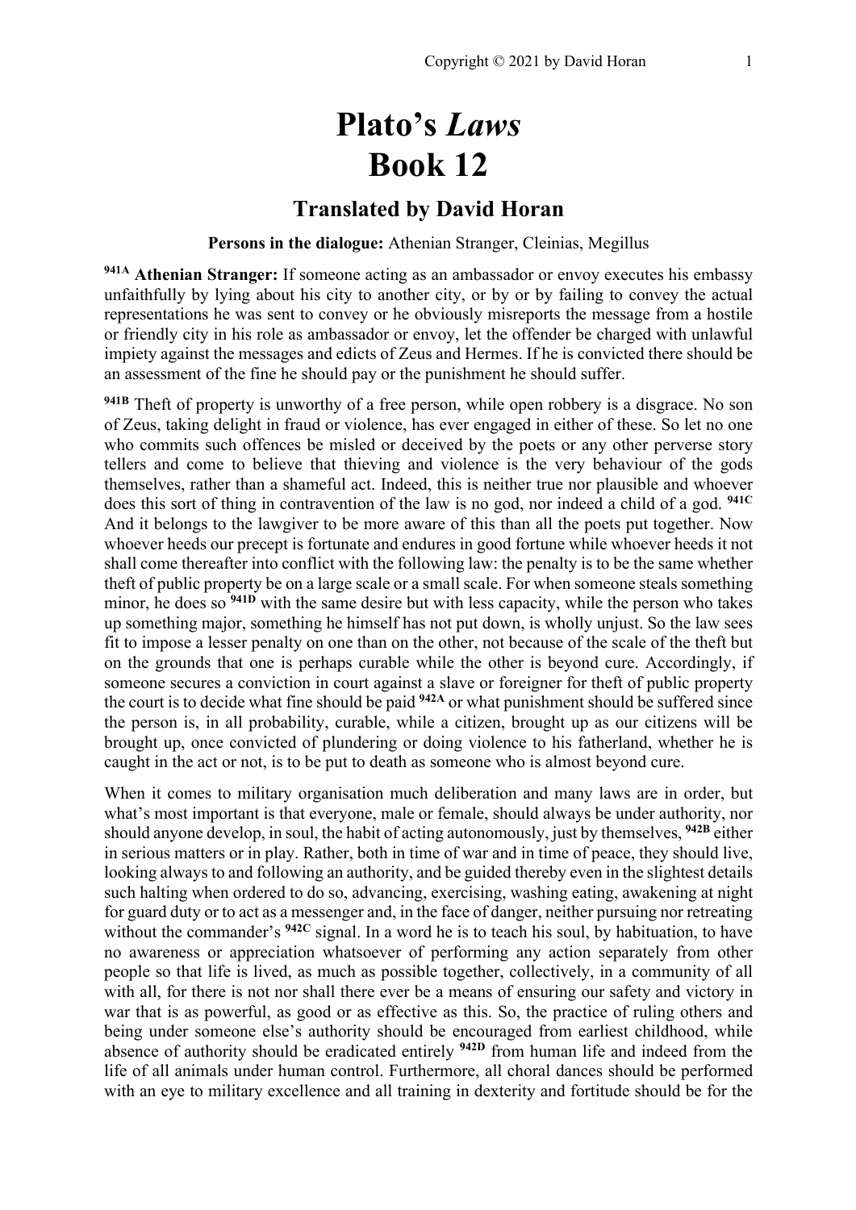# Plato's *Laws*
# Book 12

## Translated by David Horan

**Persons in the dialogue:** Athenian Stranger, Cleinias, Megillus

**941A** **Athenian Stranger:** If someone acting as an ambassador or envoy executes his embassy unfaithfully by lying about his city to another city, or by or by failing to convey the actual representations he was sent to convey or he obviously misreports the message from a hostile or friendly city in his role as ambassador or envoy, let the offender be charged with unlawful impiety against the messages and edicts of Zeus and Hermes. If he is convicted there should be an assessment of the fine he should pay or the punishment he should suffer.

**941B** Theft of property is unworthy of a free person, while open robbery is a disgrace. No son of Zeus, taking delight in fraud or violence, has ever engaged in either of these. So let no one who commits such offences be misled or deceived by the poets or any other perverse story tellers and come to believe that thieving and violence is the very behaviour of the gods themselves, rather than a shameful act. Indeed, this is neither true nor plausible and whoever does this sort of thing in contravention of the law is no god, nor indeed a child of a god. **941C** And it belongs to the lawgiver to be more aware of this than all the poets put together. Now whoever heeds our precept is fortunate and endures in good fortune while whoever heeds it not shall come thereafter into conflict with the following law: the penalty is to be the same whether theft of public property be on a large scale or a small scale. For when someone steals something minor, he does so **941D** with the same desire but with less capacity, while the person who takes up something major, something he himself has not put down, is wholly unjust. So the law sees fit to impose a lesser penalty on one than on the other, not because of the scale of the theft but on the grounds that one is perhaps curable while the other is beyond cure. Accordingly, if someone secures a conviction in court against a slave or foreigner for theft of public property the court is to decide what fine should be paid **942A** or what punishment should be suffered since the person is, in all probability, curable, while a citizen, brought up as our citizens will be brought up, once convicted of plundering or doing violence to his fatherland, whether he is caught in the act or not, is to be put to death as someone who is almost beyond cure.

When it comes to military organisation much deliberation and many laws are in order, but what's most important is that everyone, male or female, should always be under authority, nor should anyone develop, in soul, the habit of acting autonomously, just by themselves, **942B** either in serious matters or in play. Rather, both in time of war and in time of peace, they should live, looking always to and following an authority, and be guided thereby even in the slightest details such halting when ordered to do so, advancing, exercising, washing eating, awakening at night for guard duty or to act as a messenger and, in the face of danger, neither pursuing nor retreating without the commander's **942C** signal. In a word he is to teach his soul, by habituation, to have no awareness or appreciation whatsoever of performing any action separately from other people so that life is lived, as much as possible together, collectively, in a community of all with all, for there is not nor shall there ever be a means of ensuring our safety and victory in war that is as powerful, as good or as effective as this. So, the practice of ruling others and being under someone else's authority should be encouraged from earliest childhood, while absence of authority should be eradicated entirely **942D** from human life and indeed from the life of all animals under human control. Furthermore, all choral dances should be performed with an eye to military excellence and all training in dexterity and fortitude should be for the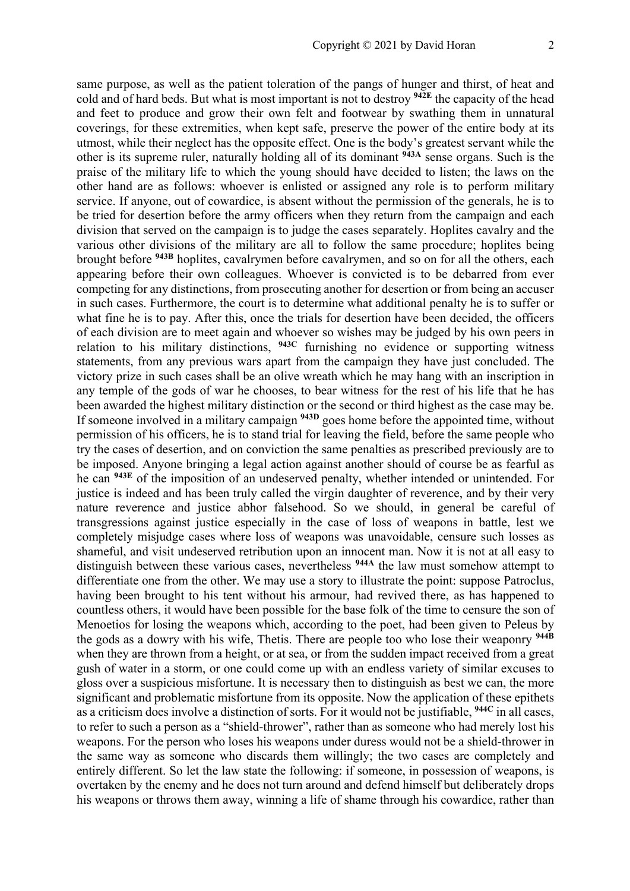same purpose, as well as the patient toleration of the pangs of hunger and thirst, of heat and cold and of hard beds. But what is most important is not to destroy **942E** the capacity of the head and feet to produce and grow their own felt and footwear by swathing them in unnatural coverings, for these extremities, when kept safe, preserve the power of the entire body at its utmost, while their neglect has the opposite effect. One is the body's greatest servant while the other is its supreme ruler, naturally holding all of its dominant **943A** sense organs. Such is the praise of the military life to which the young should have decided to listen; the laws on the other hand are as follows: whoever is enlisted or assigned any role is to perform military service. If anyone, out of cowardice, is absent without the permission of the generals, he is to be tried for desertion before the army officers when they return from the campaign and each division that served on the campaign is to judge the cases separately. Hoplites cavalry and the various other divisions of the military are all to follow the same procedure; hoplites being brought before **943B** hoplites, cavalrymen before cavalrymen, and so on for all the others, each appearing before their own colleagues. Whoever is convicted is to be debarred from ever competing for any distinctions, from prosecuting another for desertion or from being an accuser in such cases. Furthermore, the court is to determine what additional penalty he is to suffer or what fine he is to pay. After this, once the trials for desertion have been decided, the officers of each division are to meet again and whoever so wishes may be judged by his own peers in relation to his military distinctions, **943C** furnishing no evidence or supporting witness statements, from any previous wars apart from the campaign they have just concluded. The victory prize in such cases shall be an olive wreath which he may hang with an inscription in any temple of the gods of war he chooses, to bear witness for the rest of his life that he has been awarded the highest military distinction or the second or third highest as the case may be. If someone involved in a military campaign **943D** goes home before the appointed time, without permission of his officers, he is to stand trial for leaving the field, before the same people who try the cases of desertion, and on conviction the same penalties as prescribed previously are to be imposed. Anyone bringing a legal action against another should of course be as fearful as he can **943E** of the imposition of an undeserved penalty, whether intended or unintended. For justice is indeed and has been truly called the virgin daughter of reverence, and by their very nature reverence and justice abhor falsehood. So we should, in general be careful of transgressions against justice especially in the case of loss of weapons in battle, lest we completely misjudge cases where loss of weapons was unavoidable, censure such losses as shameful, and visit undeserved retribution upon an innocent man. Now it is not at all easy to distinguish between these various cases, nevertheless **944A** the law must somehow attempt to differentiate one from the other. We may use a story to illustrate the point: suppose Patroclus, having been brought to his tent without his armour, had revived there, as has happened to countless others, it would have been possible for the base folk of the time to censure the son of Menoetios for losing the weapons which, according to the poet, had been given to Peleus by the gods as a dowry with his wife, Thetis. There are people too who lose their weaponry **944B** when they are thrown from a height, or at sea, or from the sudden impact received from a great gush of water in a storm, or one could come up with an endless variety of similar excuses to gloss over a suspicious misfortune. It is necessary then to distinguish as best we can, the more significant and problematic misfortune from its opposite. Now the application of these epithets as a criticism does involve a distinction of sorts. For it would not be justifiable, **944C** in all cases, to refer to such a person as a "shield-thrower", rather than as someone who had merely lost his weapons. For the person who loses his weapons under duress would not be a shield-thrower in the same way as someone who discards them willingly; the two cases are completely and entirely different. So let the law state the following: if someone, in possession of weapons, is overtaken by the enemy and he does not turn around and defend himself but deliberately drops his weapons or throws them away, winning a life of shame through his cowardice, rather than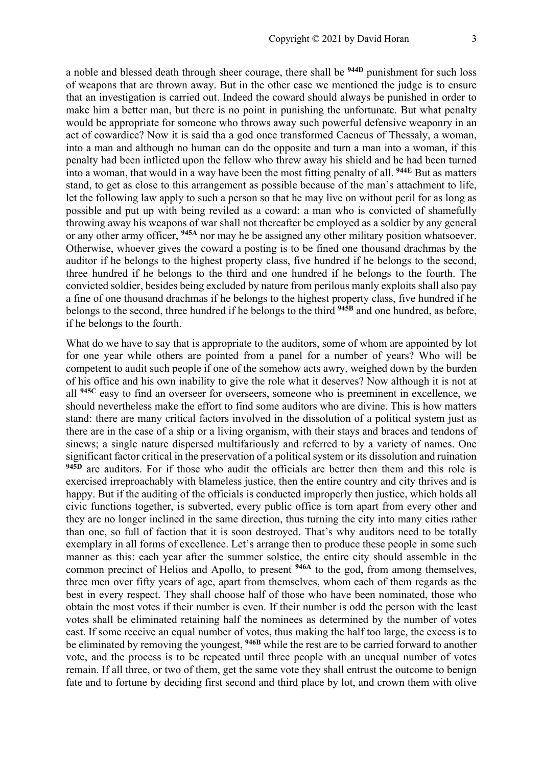a noble and blessed death through sheer courage, there shall be **944D** punishment for such loss of weapons that are thrown away. But in the other case we mentioned the judge is to ensure that an investigation is carried out. Indeed the coward should always be punished in order to make him a better man, but there is no point in punishing the unfortunate. But what penalty would be appropriate for someone who throws away such powerful defensive weaponry in an act of cowardice? Now it is said tha a god once transformed Caeneus of Thessaly, a woman, into a man and although no human can do the opposite and turn a man into a woman, if this penalty had been inflicted upon the fellow who threw away his shield and he had been turned into a woman, that would in a way have been the most fitting penalty of all. **944E** But as matters stand, to get as close to this arrangement as possible because of the man's attachment to life, let the following law apply to such a person so that he may live on without peril for as long as possible and put up with being reviled as a coward: a man who is convicted of shamefully throwing away his weapons of war shall not thereafter be employed as a soldier by any general or any other army officer, **945A** nor may he be assigned any other military position whatsoever. Otherwise, whoever gives the coward a posting is to be fined one thousand drachmas by the auditor if he belongs to the highest property class, five hundred if he belongs to the second, three hundred if he belongs to the third and one hundred if he belongs to the fourth. The convicted soldier, besides being excluded by nature from perilous manly exploits shall also pay a fine of one thousand drachmas if he belongs to the highest property class, five hundred if he belongs to the second, three hundred if he belongs to the third **945B** and one hundred, as before, if he belongs to the fourth.

What do we have to say that is appropriate to the auditors, some of whom are appointed by lot for one year while others are pointed from a panel for a number of years? Who will be competent to audit such people if one of the somehow acts awry, weighed down by the burden of his office and his own inability to give the role what it deserves? Now although it is not at all **945C** easy to find an overseer for overseers, someone who is preeminent in excellence, we should nevertheless make the effort to find some auditors who are divine. This is how matters stand: there are many critical factors involved in the dissolution of a political system just as there are in the case of a ship or a living organism, with their stays and braces and tendons of sinews; a single nature dispersed multifariously and referred to by a variety of names. One significant factor critical in the preservation of a political system or its dissolution and ruination **945D** are auditors. For if those who audit the officials are better then them and this role is exercised irreproachably with blameless justice, then the entire country and city thrives and is happy. But if the auditing of the officials is conducted improperly then justice, which holds all civic functions together, is subverted, every public office is torn apart from every other and they are no longer inclined in the same direction, thus turning the city into many cities rather than one, so full of faction that it is soon destroyed. That's why auditors need to be totally exemplary in all forms of excellence. Let's arrange then to produce these people in some such manner as this: each year after the summer solstice, the entire city should assemble in the common precinct of Helios and Apollo, to present **946A** to the god, from among themselves, three men over fifty years of age, apart from themselves, whom each of them regards as the best in every respect. They shall choose half of those who have been nominated, those who obtain the most votes if their number is even. If their number is odd the person with the least votes shall be eliminated retaining half the nominees as determined by the number of votes cast. If some receive an equal number of votes, thus making the half too large, the excess is to be eliminated by removing the youngest, **946B** while the rest are to be carried forward to another vote, and the process is to be repeated until three people with an unequal number of votes remain. If all three, or two of them, get the same vote they shall entrust the outcome to benign fate and to fortune by deciding first second and third place by lot, and crown them with olive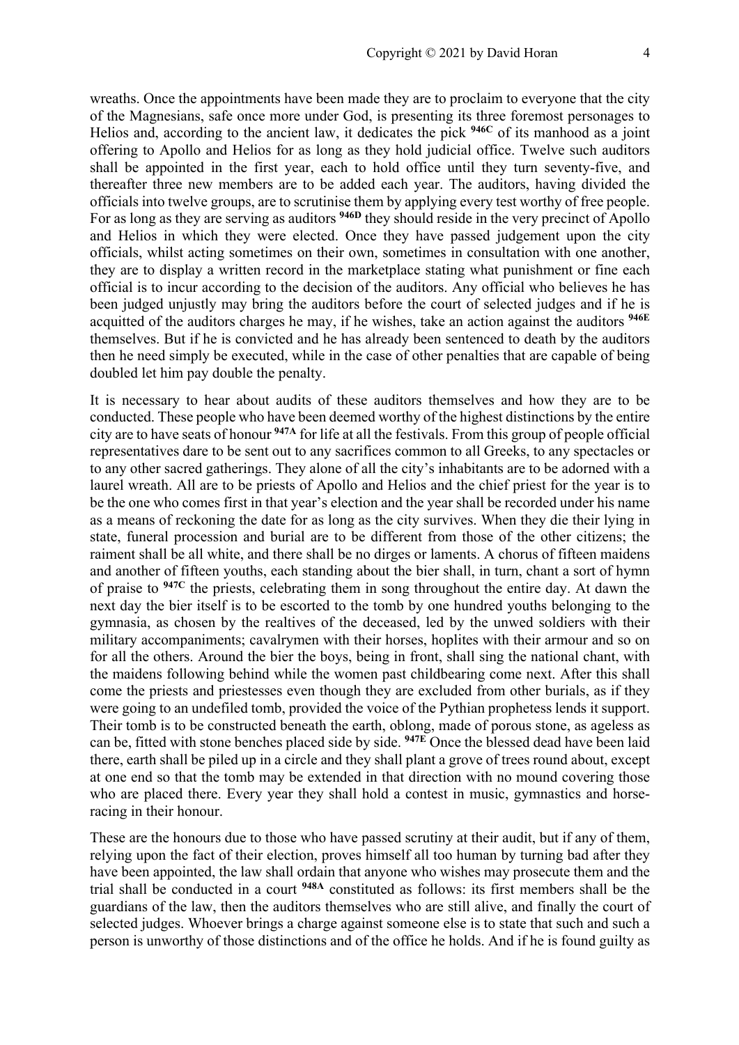wreaths. Once the appointments have been made they are to proclaim to everyone that the city of the Magnesians, safe once more under God, is presenting its three foremost personages to Helios and, according to the ancient law, it dedicates the pick [946C] of its manhood as a joint offering to Apollo and Helios for as long as they hold judicial office. Twelve such auditors shall be appointed in the first year, each to hold office until they turn seventy-five, and thereafter three new members are to be added each year. The auditors, having divided the officials into twelve groups, are to scrutinise them by applying every test worthy of free people. For as long as they are serving as auditors [946D] they should reside in the very precinct of Apollo and Helios in which they were elected. Once they have passed judgement upon the city officials, whilst acting sometimes on their own, sometimes in consultation with one another, they are to display a written record in the marketplace stating what punishment or fine each official is to incur according to the decision of the auditors. Any official who believes he has been judged unjustly may bring the auditors before the court of selected judges and if he is acquitted of the auditors charges he may, if he wishes, take an action against the auditors [946E] themselves. But if he is convicted and he has already been sentenced to death by the auditors then he need simply be executed, while in the case of other penalties that are capable of being doubled let him pay double the penalty.

It is necessary to hear about audits of these auditors themselves and how they are to be conducted. These people who have been deemed worthy of the highest distinctions by the entire city are to have seats of honour [947A] for life at all the festivals. From this group of people official representatives dare to be sent out to any sacrifices common to all Greeks, to any spectacles or to any other sacred gatherings. They alone of all the city's inhabitants are to be adorned with a laurel wreath. All are to be priests of Apollo and Helios and the chief priest for the year is to be the one who comes first in that year's election and the year shall be recorded under his name as a means of reckoning the date for as long as the city survives. When they die their lying in state, funeral procession and burial are to be different from those of the other citizens; the raiment shall be all white, and there shall be no dirges or laments. A chorus of fifteen maidens and another of fifteen youths, each standing about the bier shall, in turn, chant a sort of hymn of praise to [947C] the priests, celebrating them in song throughout the entire day. At dawn the next day the bier itself is to be escorted to the tomb by one hundred youths belonging to the gymnasia, as chosen by the realtives of the deceased, led by the unwed soldiers with their military accompaniments; cavalrymen with their horses, hoplites with their armour and so on for all the others. Around the bier the boys, being in front, shall sing the national chant, with the maidens following behind while the women past childbearing come next. After this shall come the priests and priestesses even though they are excluded from other burials, as if they were going to an undefiled tomb, provided the voice of the Pythian prophetess lends it support. Their tomb is to be constructed beneath the earth, oblong, made of porous stone, as ageless as can be, fitted with stone benches placed side by side. [947E] Once the blessed dead have been laid there, earth shall be piled up in a circle and they shall plant a grove of trees round about, except at one end so that the tomb may be extended in that direction with no mound covering those who are placed there. Every year they shall hold a contest in music, gymnastics and horse-racing in their honour.

These are the honours due to those who have passed scrutiny at their audit, but if any of them, relying upon the fact of their election, proves himself all too human by turning bad after they have been appointed, the law shall ordain that anyone who wishes may prosecute them and the trial shall be conducted in a court [948A] constituted as follows: its first members shall be the guardians of the law, then the auditors themselves who are still alive, and finally the court of selected judges. Whoever brings a charge against someone else is to state that such and such a person is unworthy of those distinctions and of the office he holds. And if he is found guilty as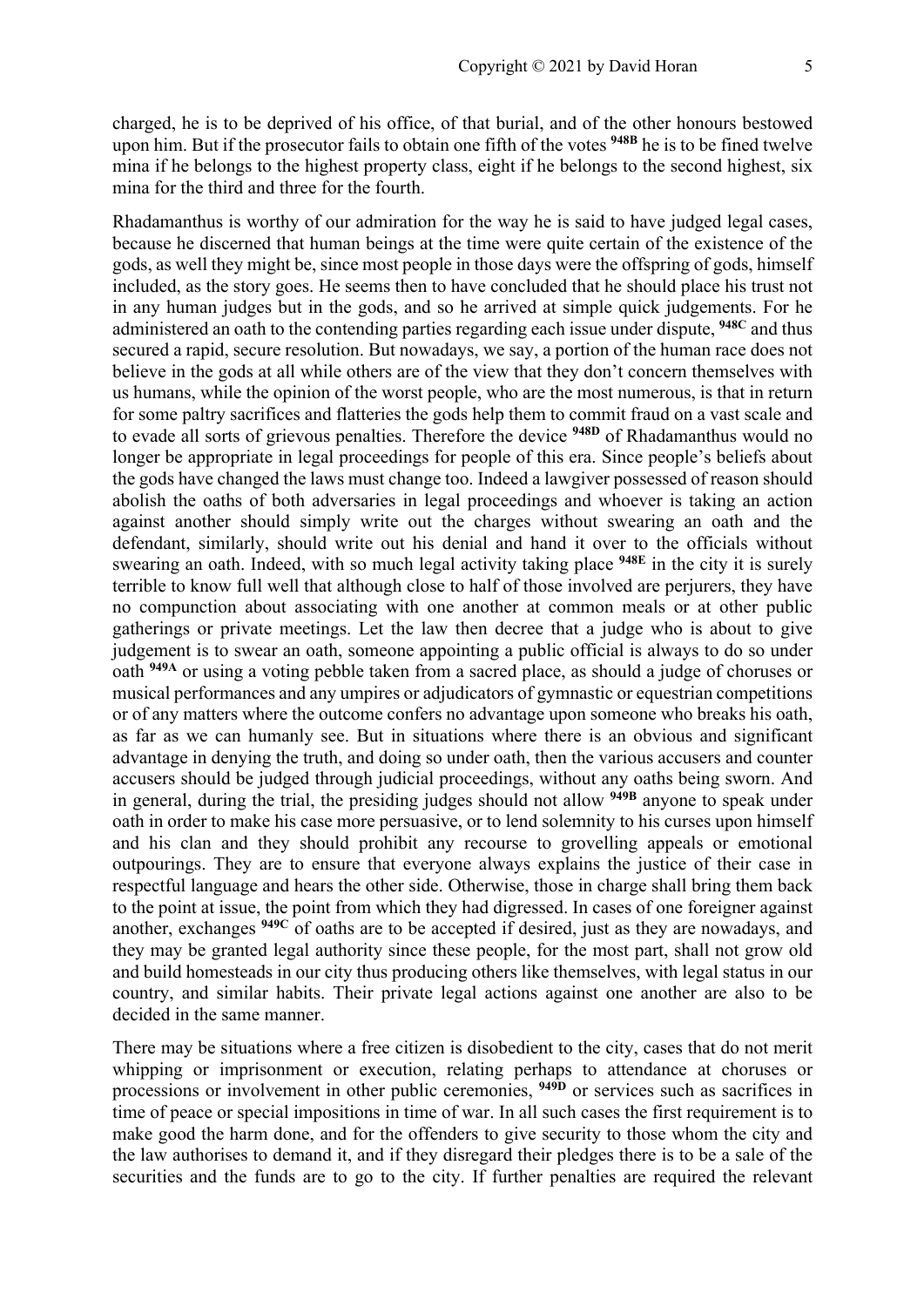charged, he is to be deprived of his office, of that burial, and of the other honours bestowed upon him. But if the prosecutor fails to obtain one fifth of the votes **948B** he is to be fined twelve mina if he belongs to the highest property class, eight if he belongs to the second highest, six mina for the third and three for the fourth.

Rhadamanthus is worthy of our admiration for the way he is said to have judged legal cases, because he discerned that human beings at the time were quite certain of the existence of the gods, as well they might be, since most people in those days were the offspring of gods, himself included, as the story goes. He seems then to have concluded that he should place his trust not in any human judges but in the gods, and so he arrived at simple quick judgements. For he administered an oath to the contending parties regarding each issue under dispute, **948C** and thus secured a rapid, secure resolution. But nowadays, we say, a portion of the human race does not believe in the gods at all while others are of the view that they don't concern themselves with us humans, while the opinion of the worst people, who are the most numerous, is that in return for some paltry sacrifices and flatteries the gods help them to commit fraud on a vast scale and to evade all sorts of grievous penalties. Therefore the device **948D** of Rhadamanthus would no longer be appropriate in legal proceedings for people of this era. Since people's beliefs about the gods have changed the laws must change too. Indeed a lawgiver possessed of reason should abolish the oaths of both adversaries in legal proceedings and whoever is taking an action against another should simply write out the charges without swearing an oath and the defendant, similarly, should write out his denial and hand it over to the officials without swearing an oath. Indeed, with so much legal activity taking place **948E** in the city it is surely terrible to know full well that although close to half of those involved are perjurers, they have no compunction about associating with one another at common meals or at other public gatherings or private meetings. Let the law then decree that a judge who is about to give judgement is to swear an oath, someone appointing a public official is always to do so under oath **949A** or using a voting pebble taken from a sacred place, as should a judge of choruses or musical performances and any umpires or adjudicators of gymnastic or equestrian competitions or of any matters where the outcome confers no advantage upon someone who breaks his oath, as far as we can humanly see. But in situations where there is an obvious and significant advantage in denying the truth, and doing so under oath, then the various accusers and counter accusers should be judged through judicial proceedings, without any oaths being sworn. And in general, during the trial, the presiding judges should not allow **949B** anyone to speak under oath in order to make his case more persuasive, or to lend solemnity to his curses upon himself and his clan and they should prohibit any recourse to grovelling appeals or emotional outpourings. They are to ensure that everyone always explains the justice of their case in respectful language and hears the other side. Otherwise, those in charge shall bring them back to the point at issue, the point from which they had digressed. In cases of one foreigner against another, exchanges **949C** of oaths are to be accepted if desired, just as they are nowadays, and they may be granted legal authority since these people, for the most part, shall not grow old and build homesteads in our city thus producing others like themselves, with legal status in our country, and similar habits. Their private legal actions against one another are also to be decided in the same manner.

There may be situations where a free citizen is disobedient to the city, cases that do not merit whipping or imprisonment or execution, relating perhaps to attendance at choruses or processions or involvement in other public ceremonies, **949D** or services such as sacrifices in time of peace or special impositions in time of war. In all such cases the first requirement is to make good the harm done, and for the offenders to give security to those whom the city and the law authorises to demand it, and if they disregard their pledges there is to be a sale of the securities and the funds are to go to the city. If further penalties are required the relevant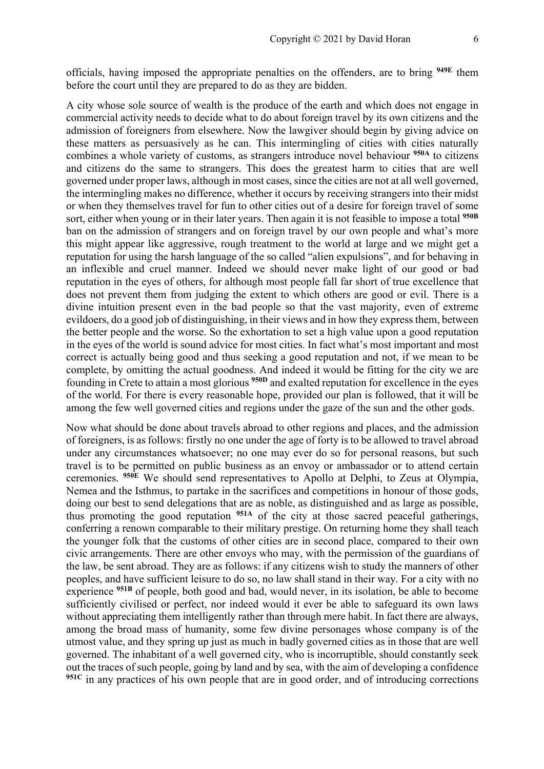officials, having imposed the appropriate penalties on the offenders, are to bring **949E** them before the court until they are prepared to do as they are bidden.

A city whose sole source of wealth is the produce of the earth and which does not engage in commercial activity needs to decide what to do about foreign travel by its own citizens and the admission of foreigners from elsewhere. Now the lawgiver should begin by giving advice on these matters as persuasively as he can. This intermingling of cities with cities naturally combines a whole variety of customs, as strangers introduce novel behaviour **950A** to citizens and citizens do the same to strangers. This does the greatest harm to cities that are well governed under proper laws, although in most cases, since the cities are not at all well governed, the intermingling makes no difference, whether it occurs by receiving strangers into their midst or when they themselves travel for fun to other cities out of a desire for foreign travel of some sort, either when young or in their later years. Then again it is not feasible to impose a total **950B** ban on the admission of strangers and on foreign travel by our own people and what's more this might appear like aggressive, rough treatment to the world at large and we might get a reputation for using the harsh language of the so called "alien expulsions", and for behaving in an inflexible and cruel manner. Indeed we should never make light of our good or bad reputation in the eyes of others, for although most people fall far short of true excellence that does not prevent them from judging the extent to which others are good or evil. There is a divine intuition present even in the bad people so that the vast majority, even of extreme evildoers, do a good job of distinguishing, in their views and in how they express them, between the better people and the worse. So the exhortation to set a high value upon a good reputation in the eyes of the world is sound advice for most cities. In fact what's most important and most correct is actually being good and thus seeking a good reputation and not, if we mean to be complete, by omitting the actual goodness. And indeed it would be fitting for the city we are founding in Crete to attain a most glorious **950D** and exalted reputation for excellence in the eyes of the world. For there is every reasonable hope, provided our plan is followed, that it will be among the few well governed cities and regions under the gaze of the sun and the other gods.

Now what should be done about travels abroad to other regions and places, and the admission of foreigners, is as follows: firstly no one under the age of forty is to be allowed to travel abroad under any circumstances whatsoever; no one may ever do so for personal reasons, but such travel is to be permitted on public business as an envoy or ambassador or to attend certain ceremonies. **950E** We should send representatives to Apollo at Delphi, to Zeus at Olympia, Nemea and the Isthmus, to partake in the sacrifices and competitions in honour of those gods, doing our best to send delegations that are as noble, as distinguished and as large as possible, thus promoting the good reputation **951A** of the city at those sacred peaceful gatherings, conferring a renown comparable to their military prestige. On returning home they shall teach the younger folk that the customs of other cities are in second place, compared to their own civic arrangements. There are other envoys who may, with the permission of the guardians of the law, be sent abroad. They are as follows: if any citizens wish to study the manners of other peoples, and have sufficient leisure to do so, no law shall stand in their way. For a city with no experience **951B** of people, both good and bad, would never, in its isolation, be able to become sufficiently civilised or perfect, nor indeed would it ever be able to safeguard its own laws without appreciating them intelligently rather than through mere habit. In fact there are always, among the broad mass of humanity, some few divine personages whose company is of the utmost value, and they spring up just as much in badly governed cities as in those that are well governed. The inhabitant of a well governed city, who is incorruptible, should constantly seek out the traces of such people, going by land and by sea, with the aim of developing a confidence **951C** in any practices of his own people that are in good order, and of introducing corrections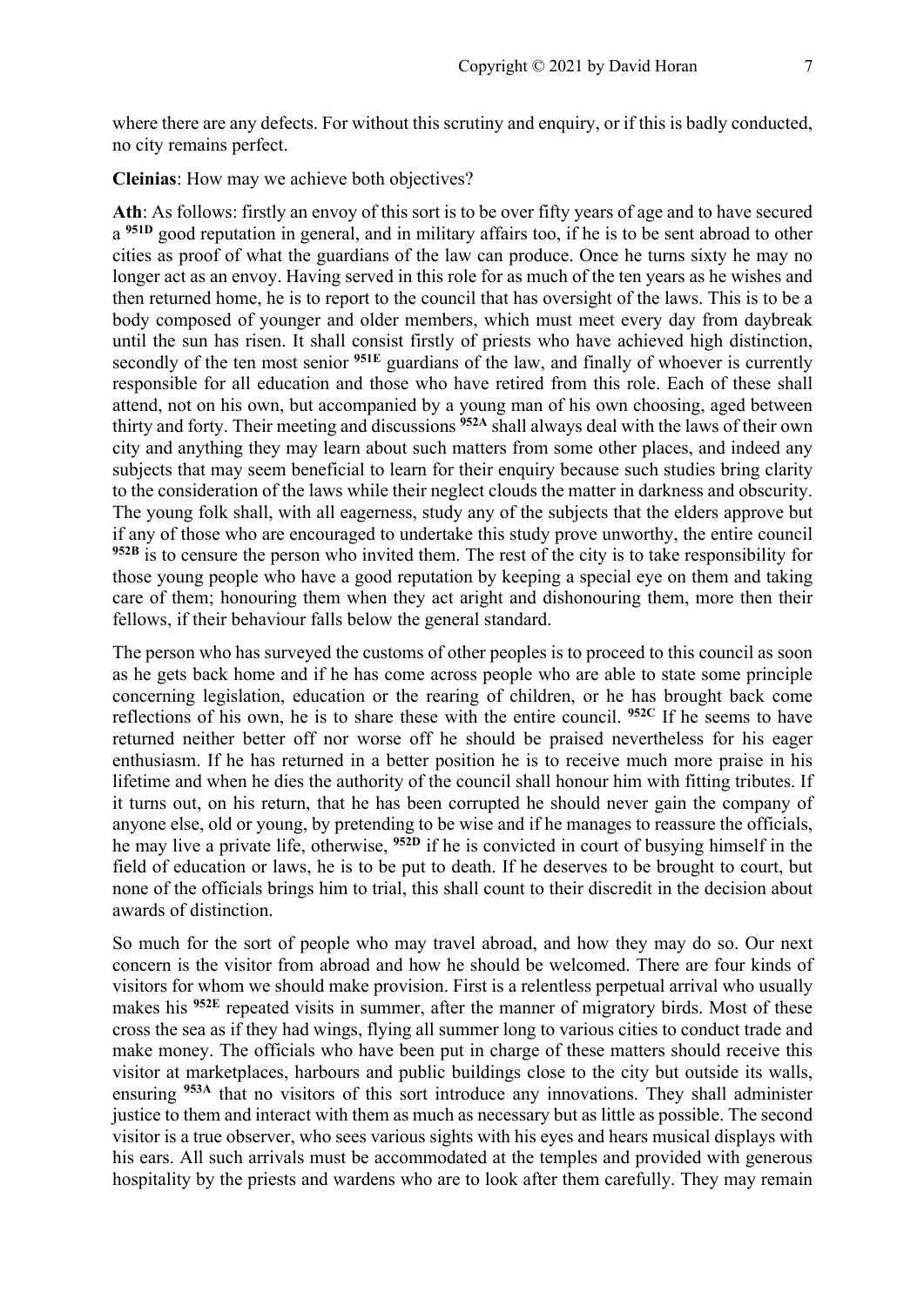where there are any defects. For without this scrutiny and enquiry, or if this is badly conducted, no city remains perfect.

**Cleinias**: How may we achieve both objectives?

**Ath**: As follows: firstly an envoy of this sort is to be over fifty years of age and to have secured a **951D** good reputation in general, and in military affairs too, if he is to be sent abroad to other cities as proof of what the guardians of the law can produce. Once he turns sixty he may no longer act as an envoy. Having served in this role for as much of the ten years as he wishes and then returned home, he is to report to the council that has oversight of the laws. This is to be a body composed of younger and older members, which must meet every day from daybreak until the sun has risen. It shall consist firstly of priests who have achieved high distinction, secondly of the ten most senior **951E** guardians of the law, and finally of whoever is currently responsible for all education and those who have retired from this role. Each of these shall attend, not on his own, but accompanied by a young man of his own choosing, aged between thirty and forty. Their meeting and discussions **952A** shall always deal with the laws of their own city and anything they may learn about such matters from some other places, and indeed any subjects that may seem beneficial to learn for their enquiry because such studies bring clarity to the consideration of the laws while their neglect clouds the matter in darkness and obscurity. The young folk shall, with all eagerness, study any of the subjects that the elders approve but if any of those who are encouraged to undertake this study prove unworthy, the entire council **952B** is to censure the person who invited them. The rest of the city is to take responsibility for those young people who have a good reputation by keeping a special eye on them and taking care of them; honouring them when they act aright and dishonouring them, more then their fellows, if their behaviour falls below the general standard.

The person who has surveyed the customs of other peoples is to proceed to this council as soon as he gets back home and if he has come across people who are able to state some principle concerning legislation, education or the rearing of children, or he has brought back come reflections of his own, he is to share these with the entire council. **952C** If he seems to have returned neither better off nor worse off he should be praised nevertheless for his eager enthusiasm. If he has returned in a better position he is to receive much more praise in his lifetime and when he dies the authority of the council shall honour him with fitting tributes. If it turns out, on his return, that he has been corrupted he should never gain the company of anyone else, old or young, by pretending to be wise and if he manages to reassure the officials, he may live a private life, otherwise, **952D** if he is convicted in court of busying himself in the field of education or laws, he is to be put to death. If he deserves to be brought to court, but none of the officials brings him to trial, this shall count to their discredit in the decision about awards of distinction.

So much for the sort of people who may travel abroad, and how they may do so. Our next concern is the visitor from abroad and how he should be welcomed. There are four kinds of visitors for whom we should make provision. First is a relentless perpetual arrival who usually makes his **952E** repeated visits in summer, after the manner of migratory birds. Most of these cross the sea as if they had wings, flying all summer long to various cities to conduct trade and make money. The officials who have been put in charge of these matters should receive this visitor at marketplaces, harbours and public buildings close to the city but outside its walls, ensuring **953A** that no visitors of this sort introduce any innovations. They shall administer justice to them and interact with them as much as necessary but as little as possible. The second visitor is a true observer, who sees various sights with his eyes and hears musical displays with his ears. All such arrivals must be accommodated at the temples and provided with generous hospitality by the priests and wardens who are to look after them carefully. They may remain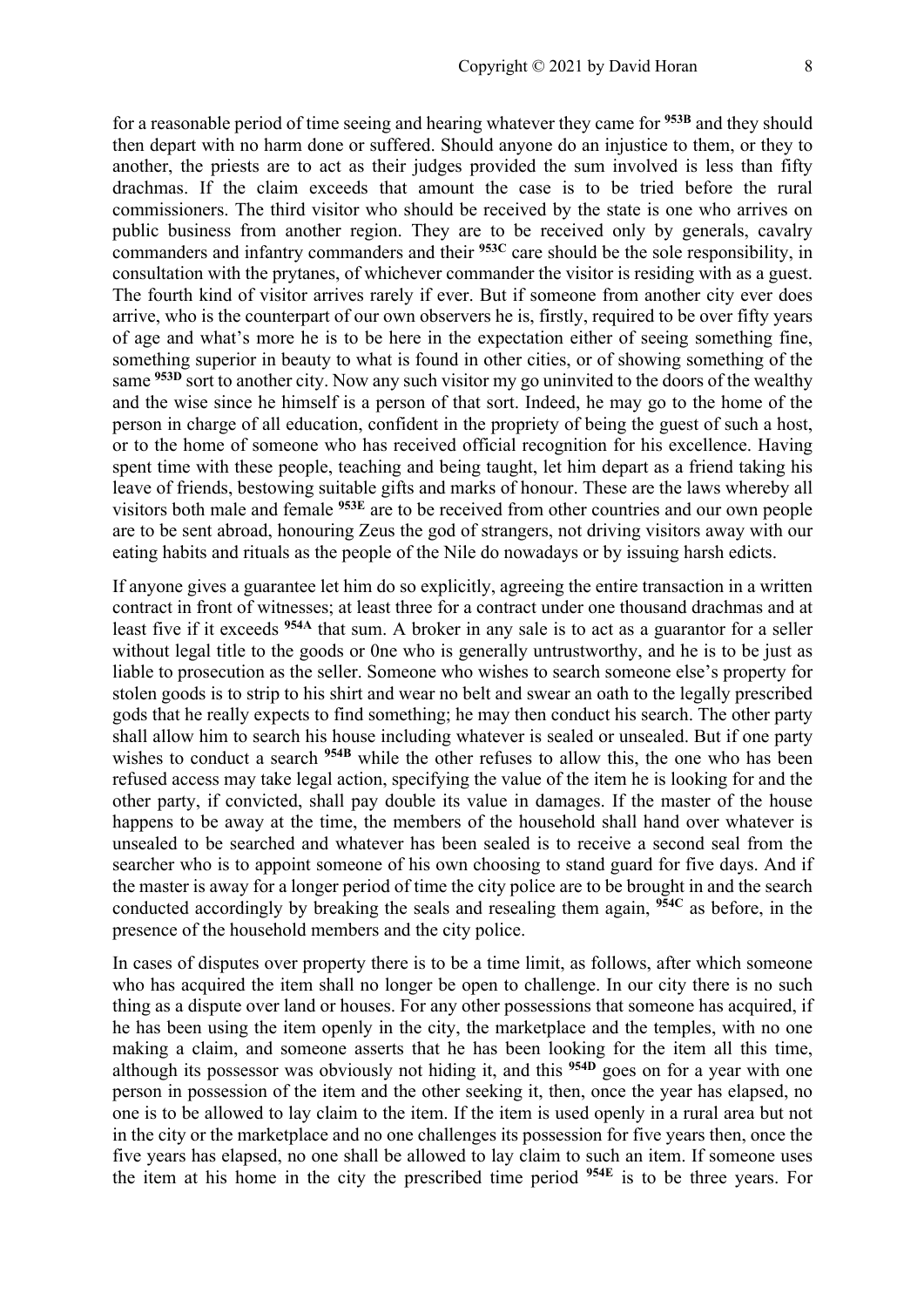for a reasonable period of time seeing and hearing whatever they came for **953B** and they should then depart with no harm done or suffered. Should anyone do an injustice to them, or they to another, the priests are to act as their judges provided the sum involved is less than fifty drachmas. If the claim exceeds that amount the case is to be tried before the rural commissioners. The third visitor who should be received by the state is one who arrives on public business from another region. They are to be received only by generals, cavalry commanders and infantry commanders and their **953C** care should be the sole responsibility, in consultation with the prytanes, of whichever commander the visitor is residing with as a guest. The fourth kind of visitor arrives rarely if ever. But if someone from another city ever does arrive, who is the counterpart of our own observers he is, firstly, required to be over fifty years of age and what's more he is to be here in the expectation either of seeing something fine, something superior in beauty to what is found in other cities, or of showing something of the same **953D** sort to another city. Now any such visitor my go uninvited to the doors of the wealthy and the wise since he himself is a person of that sort. Indeed, he may go to the home of the person in charge of all education, confident in the propriety of being the guest of such a host, or to the home of someone who has received official recognition for his excellence. Having spent time with these people, teaching and being taught, let him depart as a friend taking his leave of friends, bestowing suitable gifts and marks of honour. These are the laws whereby all visitors both male and female **953E** are to be received from other countries and our own people are to be sent abroad, honouring Zeus the god of strangers, not driving visitors away with our eating habits and rituals as the people of the Nile do nowadays or by issuing harsh edicts.

If anyone gives a guarantee let him do so explicitly, agreeing the entire transaction in a written contract in front of witnesses; at least three for a contract under one thousand drachmas and at least five if it exceeds **954A** that sum. A broker in any sale is to act as a guarantor for a seller without legal title to the goods or 0ne who is generally untrustworthy, and he is to be just as liable to prosecution as the seller. Someone who wishes to search someone else's property for stolen goods is to strip to his shirt and wear no belt and swear an oath to the legally prescribed gods that he really expects to find something; he may then conduct his search. The other party shall allow him to search his house including whatever is sealed or unsealed. But if one party wishes to conduct a search **954B** while the other refuses to allow this, the one who has been refused access may take legal action, specifying the value of the item he is looking for and the other party, if convicted, shall pay double its value in damages. If the master of the house happens to be away at the time, the members of the household shall hand over whatever is unsealed to be searched and whatever has been sealed is to receive a second seal from the searcher who is to appoint someone of his own choosing to stand guard for five days. And if the master is away for a longer period of time the city police are to be brought in and the search conducted accordingly by breaking the seals and resealing them again, **954C** as before, in the presence of the household members and the city police.

In cases of disputes over property there is to be a time limit, as follows, after which someone who has acquired the item shall no longer be open to challenge. In our city there is no such thing as a dispute over land or houses. For any other possessions that someone has acquired, if he has been using the item openly in the city, the marketplace and the temples, with no one making a claim, and someone asserts that he has been looking for the item all this time, although its possessor was obviously not hiding it, and this **954D** goes on for a year with one person in possession of the item and the other seeking it, then, once the year has elapsed, no one is to be allowed to lay claim to the item. If the item is used openly in a rural area but not in the city or the marketplace and no one challenges its possession for five years then, once the five years has elapsed, no one shall be allowed to lay claim to such an item. If someone uses the item at his home in the city the prescribed time period **954E** is to be three years. For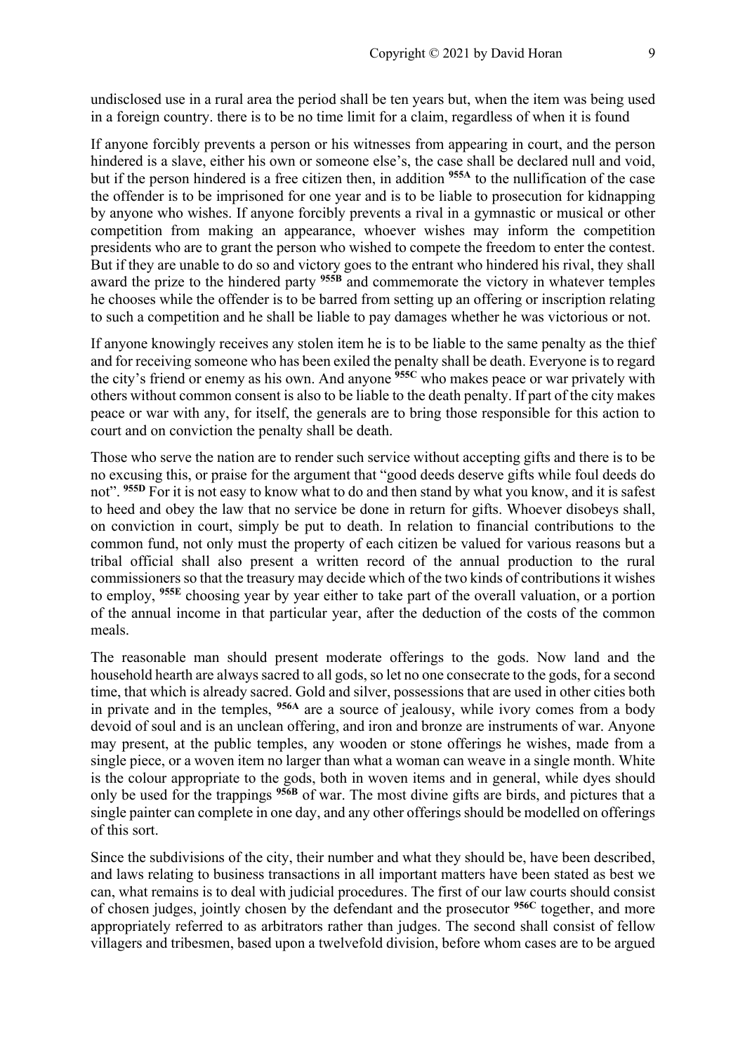undisclosed use in a rural area the period shall be ten years but, when the item was being used in a foreign country. there is to be no time limit for a claim, regardless of when it is found

If anyone forcibly prevents a person or his witnesses from appearing in court, and the person hindered is a slave, either his own or someone else's, the case shall be declared null and void, but if the person hindered is a free citizen then, in addition **955A** to the nullification of the case the offender is to be imprisoned for one year and is to be liable to prosecution for kidnapping by anyone who wishes. If anyone forcibly prevents a rival in a gymnastic or musical or other competition from making an appearance, whoever wishes may inform the competition presidents who are to grant the person who wished to compete the freedom to enter the contest. But if they are unable to do so and victory goes to the entrant who hindered his rival, they shall award the prize to the hindered party **955B** and commemorate the victory in whatever temples he chooses while the offender is to be barred from setting up an offering or inscription relating to such a competition and he shall be liable to pay damages whether he was victorious or not.

If anyone knowingly receives any stolen item he is to be liable to the same penalty as the thief and for receiving someone who has been exiled the penalty shall be death. Everyone is to regard the city's friend or enemy as his own. And anyone **955C** who makes peace or war privately with others without common consent is also to be liable to the death penalty. If part of the city makes peace or war with any, for itself, the generals are to bring those responsible for this action to court and on conviction the penalty shall be death.

Those who serve the nation are to render such service without accepting gifts and there is to be no excusing this, or praise for the argument that "good deeds deserve gifts while foul deeds do not". **955D** For it is not easy to know what to do and then stand by what you know, and it is safest to heed and obey the law that no service be done in return for gifts. Whoever disobeys shall, on conviction in court, simply be put to death. In relation to financial contributions to the common fund, not only must the property of each citizen be valued for various reasons but a tribal official shall also present a written record of the annual production to the rural commissioners so that the treasury may decide which of the two kinds of contributions it wishes to employ, **955E** choosing year by year either to take part of the overall valuation, or a portion of the annual income in that particular year, after the deduction of the costs of the common meals.

The reasonable man should present moderate offerings to the gods. Now land and the household hearth are always sacred to all gods, so let no one consecrate to the gods, for a second time, that which is already sacred. Gold and silver, possessions that are used in other cities both in private and in the temples, **956A** are a source of jealousy, while ivory comes from a body devoid of soul and is an unclean offering, and iron and bronze are instruments of war. Anyone may present, at the public temples, any wooden or stone offerings he wishes, made from a single piece, or a woven item no larger than what a woman can weave in a single month. White is the colour appropriate to the gods, both in woven items and in general, while dyes should only be used for the trappings **956B** of war. The most divine gifts are birds, and pictures that a single painter can complete in one day, and any other offerings should be modelled on offerings of this sort.

Since the subdivisions of the city, their number and what they should be, have been described, and laws relating to business transactions in all important matters have been stated as best we can, what remains is to deal with judicial procedures. The first of our law courts should consist of chosen judges, jointly chosen by the defendant and the prosecutor **956C** together, and more appropriately referred to as arbitrators rather than judges. The second shall consist of fellow villagers and tribesmen, based upon a twelvefold division, before whom cases are to be argued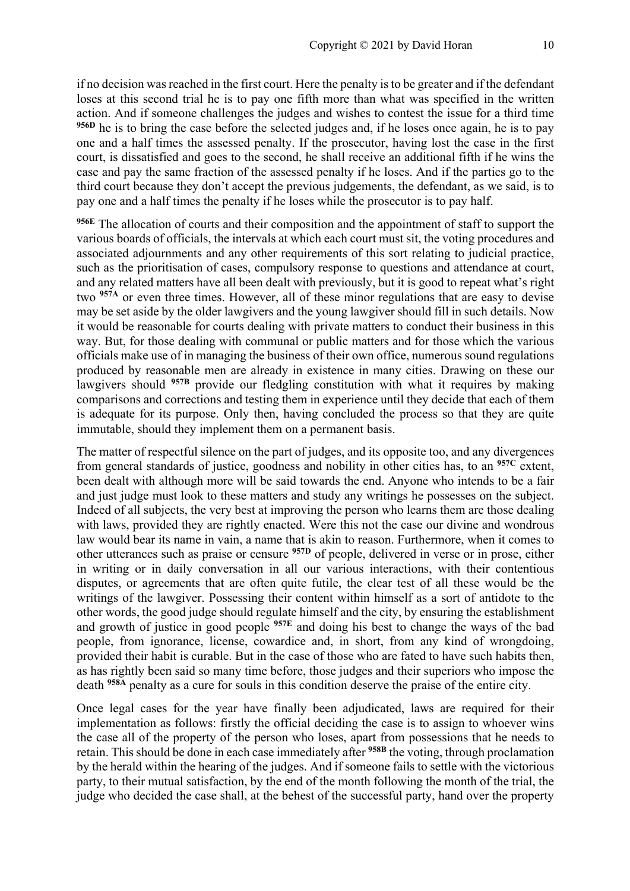if no decision was reached in the first court. Here the penalty is to be greater and if the defendant loses at this second trial he is to pay one fifth more than what was specified in the written action. And if someone challenges the judges and wishes to contest the issue for a third time **956D** he is to bring the case before the selected judges and, if he loses once again, he is to pay one and a half times the assessed penalty. If the prosecutor, having lost the case in the first court, is dissatisfied and goes to the second, he shall receive an additional fifth if he wins the case and pay the same fraction of the assessed penalty if he loses. And if the parties go to the third court because they don't accept the previous judgements, the defendant, as we said, is to pay one and a half times the penalty if he loses while the prosecutor is to pay half.

**956E** The allocation of courts and their composition and the appointment of staff to support the various boards of officials, the intervals at which each court must sit, the voting procedures and associated adjournments and any other requirements of this sort relating to judicial practice, such as the prioritisation of cases, compulsory response to questions and attendance at court, and any related matters have all been dealt with previously, but it is good to repeat what's right two **957A** or even three times. However, all of these minor regulations that are easy to devise may be set aside by the older lawgivers and the young lawgiver should fill in such details. Now it would be reasonable for courts dealing with private matters to conduct their business in this way. But, for those dealing with communal or public matters and for those which the various officials make use of in managing the business of their own office, numerous sound regulations produced by reasonable men are already in existence in many cities. Drawing on these our lawgivers should **957B** provide our fledgling constitution with what it requires by making comparisons and corrections and testing them in experience until they decide that each of them is adequate for its purpose. Only then, having concluded the process so that they are quite immutable, should they implement them on a permanent basis.

The matter of respectful silence on the part of judges, and its opposite too, and any divergences from general standards of justice, goodness and nobility in other cities has, to an **957C** extent, been dealt with although more will be said towards the end. Anyone who intends to be a fair and just judge must look to these matters and study any writings he possesses on the subject. Indeed of all subjects, the very best at improving the person who learns them are those dealing with laws, provided they are rightly enacted. Were this not the case our divine and wondrous law would bear its name in vain, a name that is akin to reason. Furthermore, when it comes to other utterances such as praise or censure **957D** of people, delivered in verse or in prose, either in writing or in daily conversation in all our various interactions, with their contentious disputes, or agreements that are often quite futile, the clear test of all these would be the writings of the lawgiver. Possessing their content within himself as a sort of antidote to the other words, the good judge should regulate himself and the city, by ensuring the establishment and growth of justice in good people **957E** and doing his best to change the ways of the bad people, from ignorance, license, cowardice and, in short, from any kind of wrongdoing, provided their habit is curable. But in the case of those who are fated to have such habits then, as has rightly been said so many time before, those judges and their superiors who impose the death **958A** penalty as a cure for souls in this condition deserve the praise of the entire city.

Once legal cases for the year have finally been adjudicated, laws are required for their implementation as follows: firstly the official deciding the case is to assign to whoever wins the case all of the property of the person who loses, apart from possessions that he needs to retain. This should be done in each case immediately after **958B** the voting, through proclamation by the herald within the hearing of the judges. And if someone fails to settle with the victorious party, to their mutual satisfaction, by the end of the month following the month of the trial, the judge who decided the case shall, at the behest of the successful party, hand over the property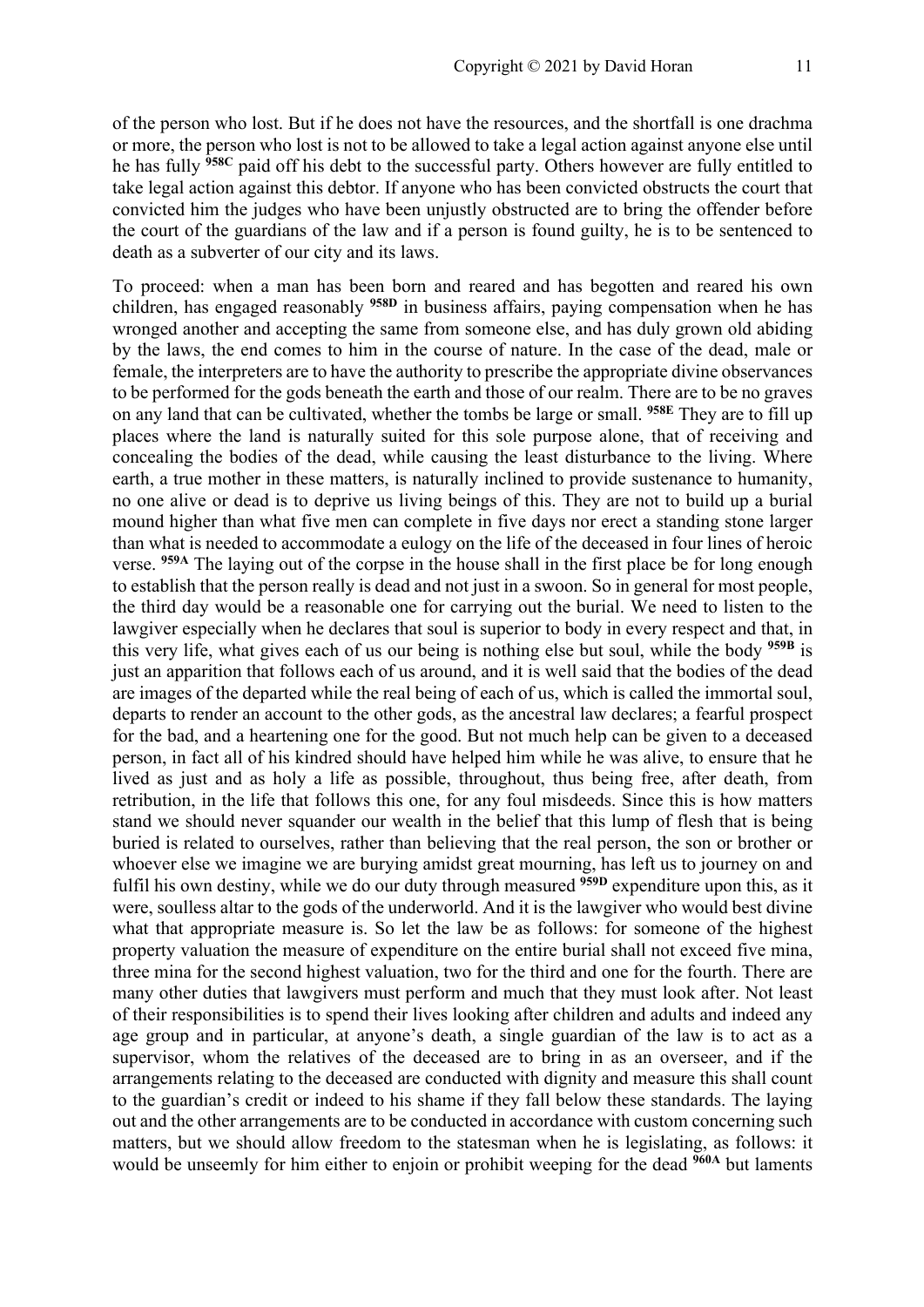of the person who lost. But if he does not have the resources, and the shortfall is one drachma or more, the person who lost is not to be allowed to take a legal action against anyone else until he has fully **958C** paid off his debt to the successful party. Others however are fully entitled to take legal action against this debtor. If anyone who has been convicted obstructs the court that convicted him the judges who have been unjustly obstructed are to bring the offender before the court of the guardians of the law and if a person is found guilty, he is to be sentenced to death as a subverter of our city and its laws.

To proceed: when a man has been born and reared and has begotten and reared his own children, has engaged reasonably **958D** in business affairs, paying compensation when he has wronged another and accepting the same from someone else, and has duly grown old abiding by the laws, the end comes to him in the course of nature. In the case of the dead, male or female, the interpreters are to have the authority to prescribe the appropriate divine observances to be performed for the gods beneath the earth and those of our realm. There are to be no graves on any land that can be cultivated, whether the tombs be large or small. **958E** They are to fill up places where the land is naturally suited for this sole purpose alone, that of receiving and concealing the bodies of the dead, while causing the least disturbance to the living. Where earth, a true mother in these matters, is naturally inclined to provide sustenance to humanity, no one alive or dead is to deprive us living beings of this. They are not to build up a burial mound higher than what five men can complete in five days nor erect a standing stone larger than what is needed to accommodate a eulogy on the life of the deceased in four lines of heroic verse. **959A** The laying out of the corpse in the house shall in the first place be for long enough to establish that the person really is dead and not just in a swoon. So in general for most people, the third day would be a reasonable one for carrying out the burial. We need to listen to the lawgiver especially when he declares that soul is superior to body in every respect and that, in this very life, what gives each of us our being is nothing else but soul, while the body **959B** is just an apparition that follows each of us around, and it is well said that the bodies of the dead are images of the departed while the real being of each of us, which is called the immortal soul, departs to render an account to the other gods, as the ancestral law declares; a fearful prospect for the bad, and a heartening one for the good. But not much help can be given to a deceased person, in fact all of his kindred should have helped him while he was alive, to ensure that he lived as just and as holy a life as possible, throughout, thus being free, after death, from retribution, in the life that follows this one, for any foul misdeeds. Since this is how matters stand we should never squander our wealth in the belief that this lump of flesh that is being buried is related to ourselves, rather than believing that the real person, the son or brother or whoever else we imagine we are burying amidst great mourning, has left us to journey on and fulfil his own destiny, while we do our duty through measured **959D** expenditure upon this, as it were, soulless altar to the gods of the underworld. And it is the lawgiver who would best divine what that appropriate measure is. So let the law be as follows: for someone of the highest property valuation the measure of expenditure on the entire burial shall not exceed five mina, three mina for the second highest valuation, two for the third and one for the fourth. There are many other duties that lawgivers must perform and much that they must look after. Not least of their responsibilities is to spend their lives looking after children and adults and indeed any age group and in particular, at anyone's death, a single guardian of the law is to act as a supervisor, whom the relatives of the deceased are to bring in as an overseer, and if the arrangements relating to the deceased are conducted with dignity and measure this shall count to the guardian's credit or indeed to his shame if they fall below these standards. The laying out and the other arrangements are to be conducted in accordance with custom concerning such matters, but we should allow freedom to the statesman when he is legislating, as follows: it would be unseemly for him either to enjoin or prohibit weeping for the dead **960A** but laments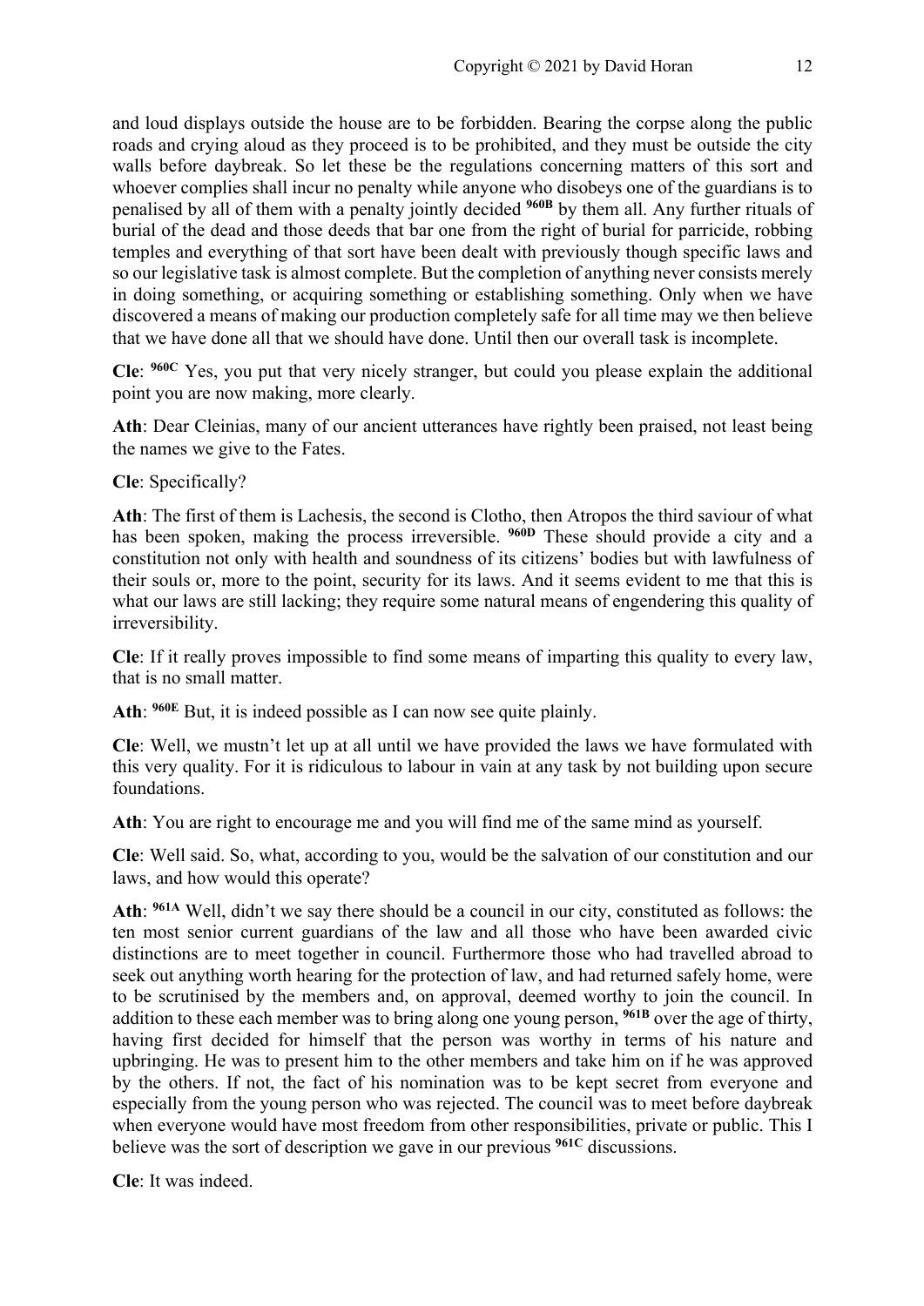and loud displays outside the house are to be forbidden. Bearing the corpse along the public roads and crying aloud as they proceed is to be prohibited, and they must be outside the city walls before daybreak. So let these be the regulations concerning matters of this sort and whoever complies shall incur no penalty while anyone who disobeys one of the guardians is to penalised by all of them with a penalty jointly decided **960B** by them all. Any further rituals of burial of the dead and those deeds that bar one from the right of burial for parricide, robbing temples and everything of that sort have been dealt with previously though specific laws and so our legislative task is almost complete. But the completion of anything never consists merely in doing something, or acquiring something or establishing something. Only when we have discovered a means of making our production completely safe for all time may we then believe that we have done all that we should have done. Until then our overall task is incomplete.

**Cle**: **960C** Yes, you put that very nicely stranger, but could you please explain the additional point you are now making, more clearly.

**Ath**: Dear Cleinias, many of our ancient utterances have rightly been praised, not least being the names we give to the Fates.

**Cle**: Specifically?

**Ath**: The first of them is Lachesis, the second is Clotho, then Atropos the third saviour of what has been spoken, making the process irreversible. **960D** These should provide a city and a constitution not only with health and soundness of its citizens' bodies but with lawfulness of their souls or, more to the point, security for its laws. And it seems evident to me that this is what our laws are still lacking; they require some natural means of engendering this quality of irreversibility.

**Cle**: If it really proves impossible to find some means of imparting this quality to every law, that is no small matter.

**Ath**: **960E** But, it is indeed possible as I can now see quite plainly.

**Cle**: Well, we mustn't let up at all until we have provided the laws we have formulated with this very quality. For it is ridiculous to labour in vain at any task by not building upon secure foundations.

**Ath**: You are right to encourage me and you will find me of the same mind as yourself.

**Cle**: Well said. So, what, according to you, would be the salvation of our constitution and our laws, and how would this operate?

**Ath**: **961A** Well, didn't we say there should be a council in our city, constituted as follows: the ten most senior current guardians of the law and all those who have been awarded civic distinctions are to meet together in council. Furthermore those who had travelled abroad to seek out anything worth hearing for the protection of law, and had returned safely home, were to be scrutinised by the members and, on approval, deemed worthy to join the council. In addition to these each member was to bring along one young person, **961B** over the age of thirty, having first decided for himself that the person was worthy in terms of his nature and upbringing. He was to present him to the other members and take him on if he was approved by the others. If not, the fact of his nomination was to be kept secret from everyone and especially from the young person who was rejected. The council was to meet before daybreak when everyone would have most freedom from other responsibilities, private or public. This I believe was the sort of description we gave in our previous **961C** discussions.

**Cle**: It was indeed.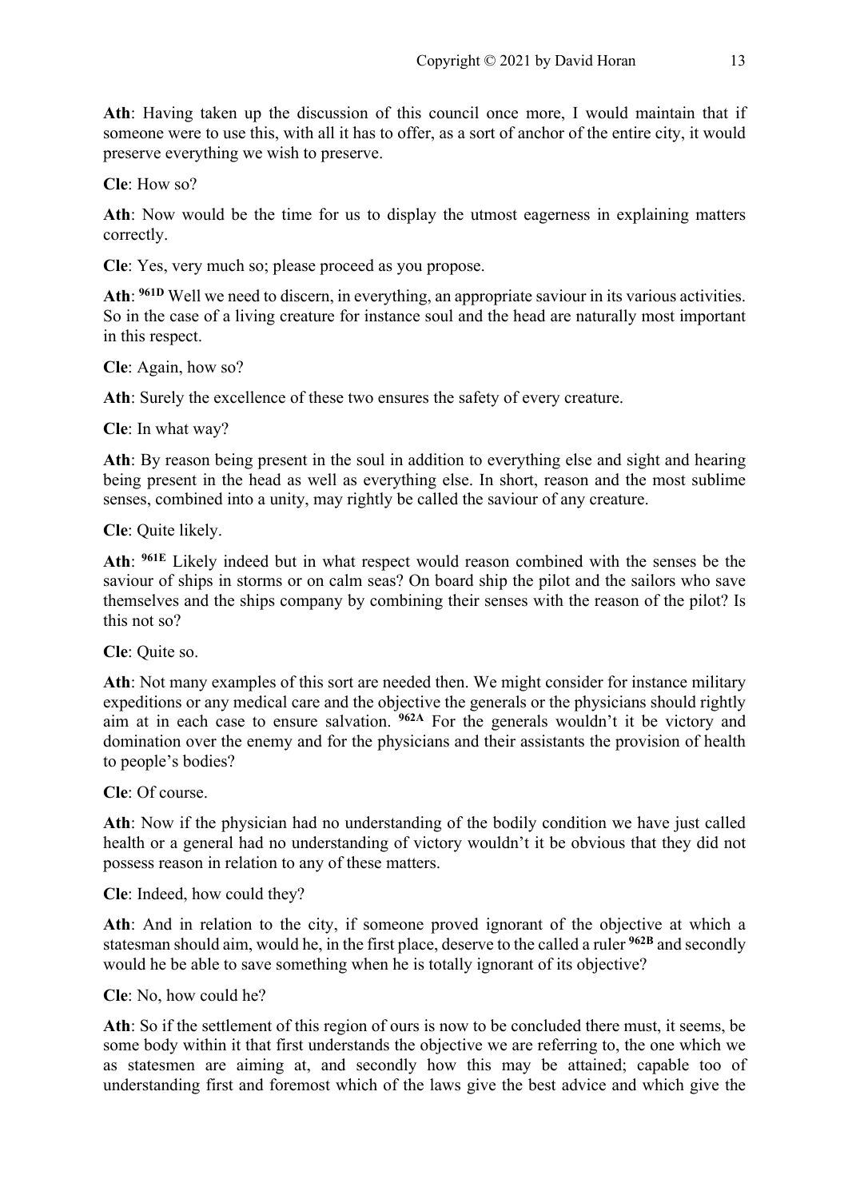**Ath**: Having taken up the discussion of this council once more, I would maintain that if someone were to use this, with all it has to offer, as a sort of anchor of the entire city, it would preserve everything we wish to preserve.

**Cle**: How so?

**Ath**: Now would be the time for us to display the utmost eagerness in explaining matters correctly.

**Cle**: Yes, very much so; please proceed as you propose.

**Ath**: **961D** Well we need to discern, in everything, an appropriate saviour in its various activities. So in the case of a living creature for instance soul and the head are naturally most important in this respect.

**Cle**: Again, how so?

**Ath**: Surely the excellence of these two ensures the safety of every creature.

**Cle**: In what way?

**Ath**: By reason being present in the soul in addition to everything else and sight and hearing being present in the head as well as everything else. In short, reason and the most sublime senses, combined into a unity, may rightly be called the saviour of any creature.

**Cle**: Quite likely.

**Ath**: **961E** Likely indeed but in what respect would reason combined with the senses be the saviour of ships in storms or on calm seas? On board ship the pilot and the sailors who save themselves and the ships company by combining their senses with the reason of the pilot? Is this not so?

**Cle**: Quite so.

**Ath**: Not many examples of this sort are needed then. We might consider for instance military expeditions or any medical care and the objective the generals or the physicians should rightly aim at in each case to ensure salvation. **962A** For the generals wouldn't it be victory and domination over the enemy and for the physicians and their assistants the provision of health to people's bodies?

**Cle**: Of course.

**Ath**: Now if the physician had no understanding of the bodily condition we have just called health or a general had no understanding of victory wouldn't it be obvious that they did not possess reason in relation to any of these matters.

**Cle**: Indeed, how could they?

**Ath**: And in relation to the city, if someone proved ignorant of the objective at which a statesman should aim, would he, in the first place, deserve to the called a ruler **962B** and secondly would he be able to save something when he is totally ignorant of its objective?

**Cle**: No, how could he?

**Ath**: So if the settlement of this region of ours is now to be concluded there must, it seems, be some body within it that first understands the objective we are referring to, the one which we as statesmen are aiming at, and secondly how this may be attained; capable too of understanding first and foremost which of the laws give the best advice and which give the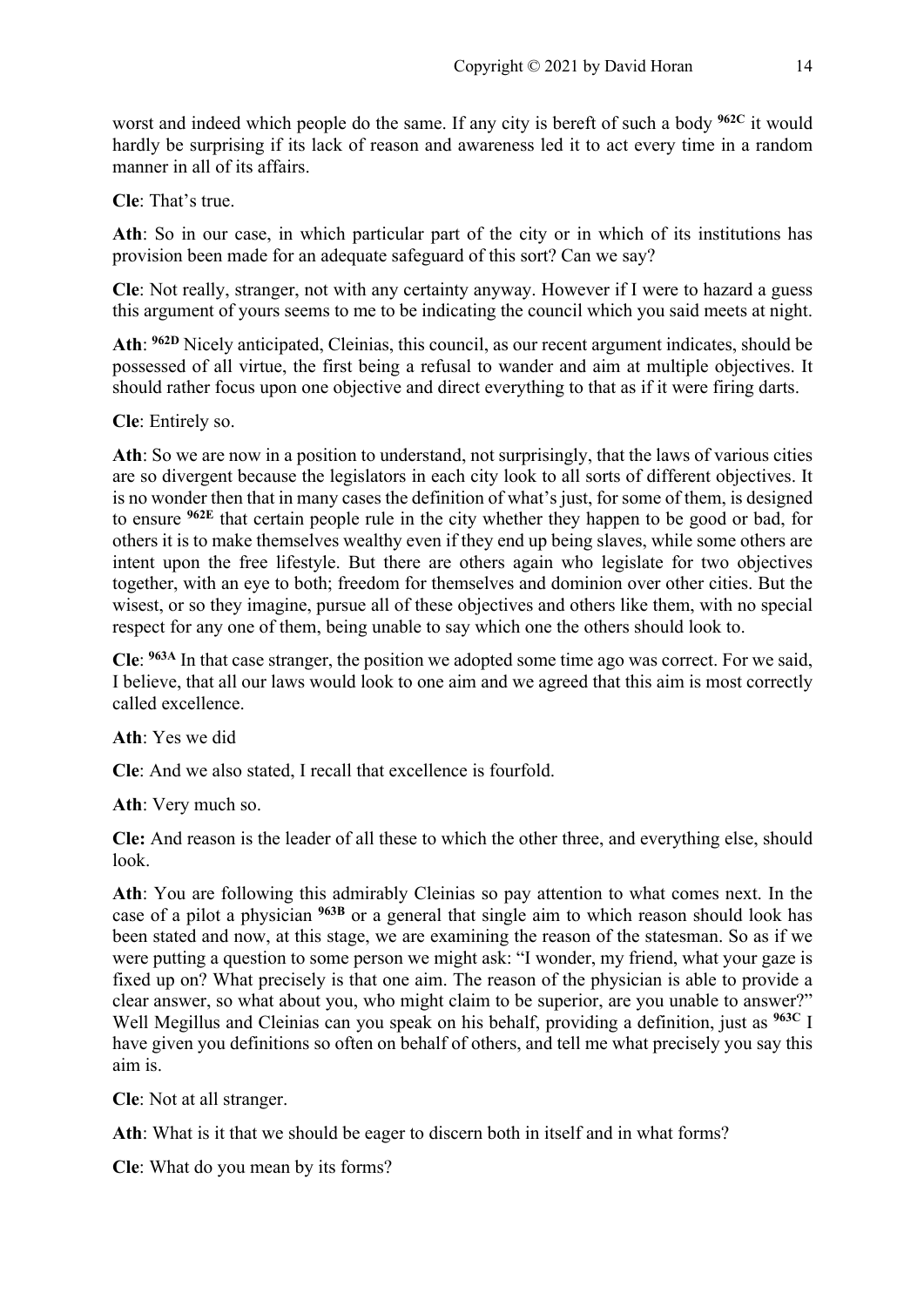worst and indeed which people do the same. If any city is bereft of such a body [962C] it would hardly be surprising if its lack of reason and awareness led it to act every time in a random manner in all of its affairs.

**Cle**: That's true.

**Ath**: So in our case, in which particular part of the city or in which of its institutions has provision been made for an adequate safeguard of this sort? Can we say?

**Cle**: Not really, stranger, not with any certainty anyway. However if I were to hazard a guess this argument of yours seems to me to be indicating the council which you said meets at night.

**Ath**: [962D] Nicely anticipated, Cleinias, this council, as our recent argument indicates, should be possessed of all virtue, the first being a refusal to wander and aim at multiple objectives. It should rather focus upon one objective and direct everything to that as if it were firing darts.

**Cle**: Entirely so.

**Ath**: So we are now in a position to understand, not surprisingly, that the laws of various cities are so divergent because the legislators in each city look to all sorts of different objectives. It is no wonder then that in many cases the definition of what's just, for some of them, is designed to ensure [962E] that certain people rule in the city whether they happen to be good or bad, for others it is to make themselves wealthy even if they end up being slaves, while some others are intent upon the free lifestyle. But there are others again who legislate for two objectives together, with an eye to both; freedom for themselves and dominion over other cities. But the wisest, or so they imagine, pursue all of these objectives and others like them, with no special respect for any one of them, being unable to say which one the others should look to.

**Cle**: [963A] In that case stranger, the position we adopted some time ago was correct. For we said, I believe, that all our laws would look to one aim and we agreed that this aim is most correctly called excellence.

**Ath**: Yes we did

**Cle**: And we also stated, I recall that excellence is fourfold.

**Ath**: Very much so.

**Cle:** And reason is the leader of all these to which the other three, and everything else, should look.

**Ath**: You are following this admirably Cleinias so pay attention to what comes next. In the case of a pilot a physician [963B] or a general that single aim to which reason should look has been stated and now, at this stage, we are examining the reason of the statesman. So as if we were putting a question to some person we might ask: "I wonder, my friend, what your gaze is fixed up on? What precisely is that one aim. The reason of the physician is able to provide a clear answer, so what about you, who might claim to be superior, are you unable to answer?" Well Megillus and Cleinias can you speak on his behalf, providing a definition, just as [963C] I have given you definitions so often on behalf of others, and tell me what precisely you say this aim is.

**Cle**: Not at all stranger.

**Ath**: What is it that we should be eager to discern both in itself and in what forms?

**Cle**: What do you mean by its forms?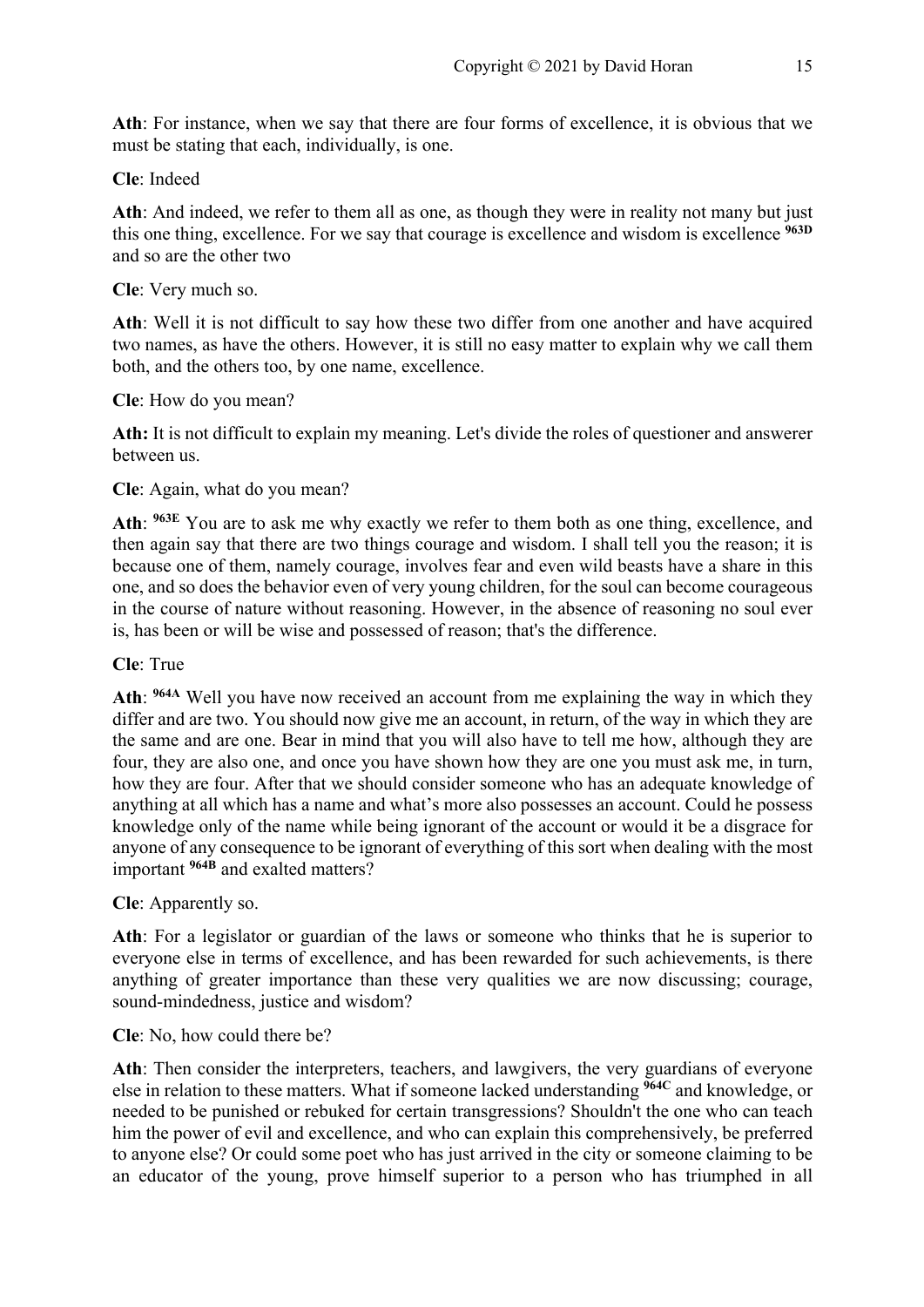**Ath**: For instance, when we say that there are four forms of excellence, it is obvious that we must be stating that each, individually, is one.

**Cle**: Indeed

**Ath**: And indeed, we refer to them all as one, as though they were in reality not many but just this one thing, excellence. For we say that courage is excellence and wisdom is excellence **963D** and so are the other two

**Cle**: Very much so.

**Ath**: Well it is not difficult to say how these two differ from one another and have acquired two names, as have the others. However, it is still no easy matter to explain why we call them both, and the others too, by one name, excellence.

**Cle**: How do you mean?

**Ath:** It is not difficult to explain my meaning. Let's divide the roles of questioner and answerer between us.

**Cle**: Again, what do you mean?

**Ath**: **963E** You are to ask me why exactly we refer to them both as one thing, excellence, and then again say that there are two things courage and wisdom. I shall tell you the reason; it is because one of them, namely courage, involves fear and even wild beasts have a share in this one, and so does the behavior even of very young children, for the soul can become courageous in the course of nature without reasoning. However, in the absence of reasoning no soul ever is, has been or will be wise and possessed of reason; that's the difference.

**Cle**: True

**Ath**: **964A** Well you have now received an account from me explaining the way in which they differ and are two. You should now give me an account, in return, of the way in which they are the same and are one. Bear in mind that you will also have to tell me how, although they are four, they are also one, and once you have shown how they are one you must ask me, in turn, how they are four. After that we should consider someone who has an adequate knowledge of anything at all which has a name and what's more also possesses an account. Could he possess knowledge only of the name while being ignorant of the account or would it be a disgrace for anyone of any consequence to be ignorant of everything of this sort when dealing with the most important **964B** and exalted matters?

**Cle**: Apparently so.

**Ath**: For a legislator or guardian of the laws or someone who thinks that he is superior to everyone else in terms of excellence, and has been rewarded for such achievements, is there anything of greater importance than these very qualities we are now discussing; courage, sound-mindedness, justice and wisdom?

**Cle**: No, how could there be?

**Ath**: Then consider the interpreters, teachers, and lawgivers, the very guardians of everyone else in relation to these matters. What if someone lacked understanding **964C** and knowledge, or needed to be punished or rebuked for certain transgressions? Shouldn't the one who can teach him the power of evil and excellence, and who can explain this comprehensively, be preferred to anyone else? Or could some poet who has just arrived in the city or someone claiming to be an educator of the young, prove himself superior to a person who has triumphed in all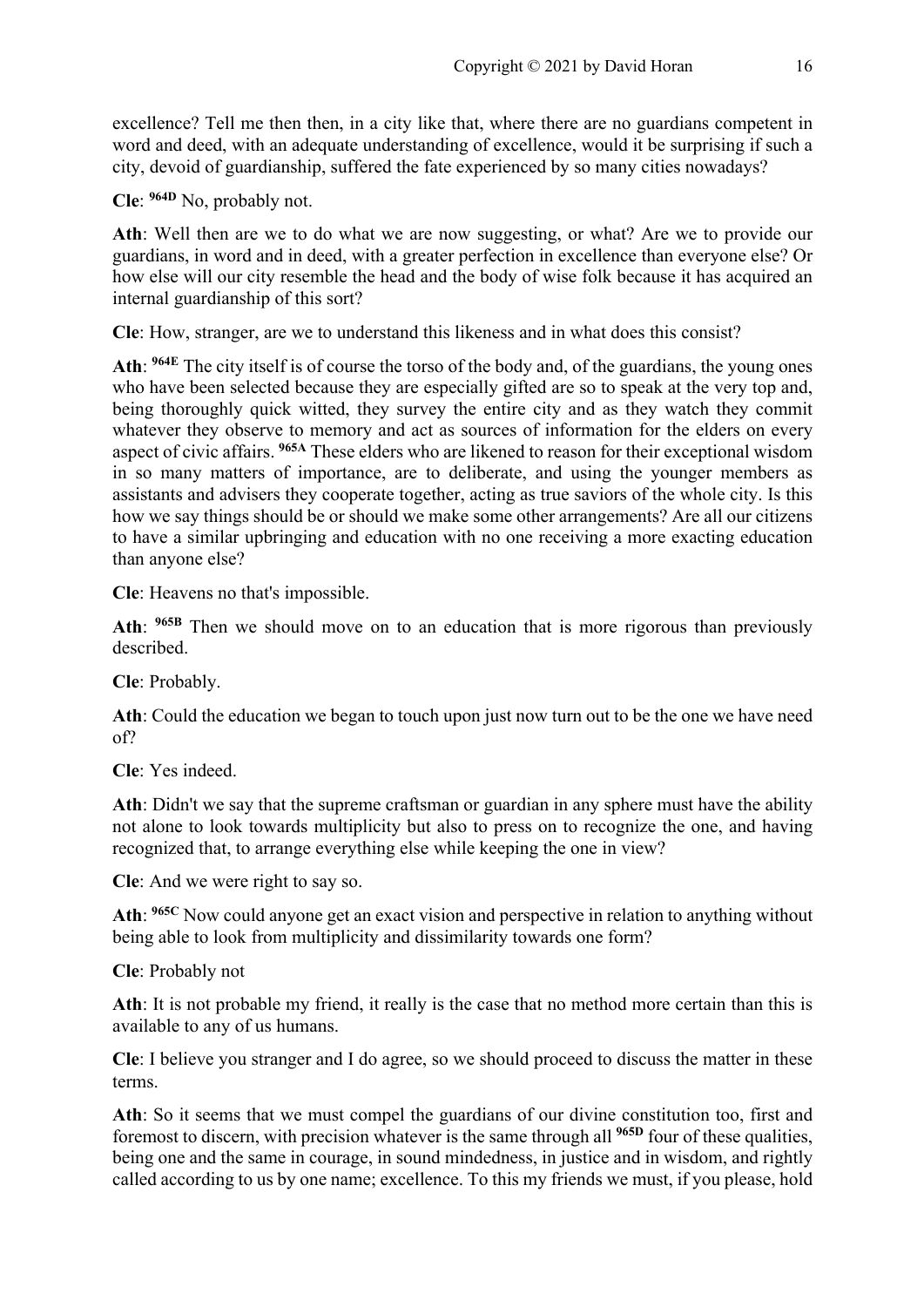excellence? Tell me then then, in a city like that, where there are no guardians competent in word and deed, with an adequate understanding of excellence, would it be surprising if such a city, devoid of guardianship, suffered the fate experienced by so many cities nowadays?

**Cle**: **964D** No, probably not.

**Ath**: Well then are we to do what we are now suggesting, or what? Are we to provide our guardians, in word and in deed, with a greater perfection in excellence than everyone else? Or how else will our city resemble the head and the body of wise folk because it has acquired an internal guardianship of this sort?

**Cle**: How, stranger, are we to understand this likeness and in what does this consist?

**Ath**: **964E** The city itself is of course the torso of the body and, of the guardians, the young ones who have been selected because they are especially gifted are so to speak at the very top and, being thoroughly quick witted, they survey the entire city and as they watch they commit whatever they observe to memory and act as sources of information for the elders on every aspect of civic affairs. **965A** These elders who are likened to reason for their exceptional wisdom in so many matters of importance, are to deliberate, and using the younger members as assistants and advisers they cooperate together, acting as true saviors of the whole city. Is this how we say things should be or should we make some other arrangements? Are all our citizens to have a similar upbringing and education with no one receiving a more exacting education than anyone else?

**Cle**: Heavens no that's impossible.

**Ath**: **965B** Then we should move on to an education that is more rigorous than previously described.

**Cle**: Probably.

**Ath**: Could the education we began to touch upon just now turn out to be the one we have need of?

**Cle**: Yes indeed.

**Ath**: Didn't we say that the supreme craftsman or guardian in any sphere must have the ability not alone to look towards multiplicity but also to press on to recognize the one, and having recognized that, to arrange everything else while keeping the one in view?

**Cle**: And we were right to say so.

**Ath**: **965C** Now could anyone get an exact vision and perspective in relation to anything without being able to look from multiplicity and dissimilarity towards one form?

**Cle**: Probably not

**Ath**: It is not probable my friend, it really is the case that no method more certain than this is available to any of us humans.

**Cle**: I believe you stranger and I do agree, so we should proceed to discuss the matter in these terms.

**Ath**: So it seems that we must compel the guardians of our divine constitution too, first and foremost to discern, with precision whatever is the same through all **965D** four of these qualities, being one and the same in courage, in sound mindedness, in justice and in wisdom, and rightly called according to us by one name; excellence. To this my friends we must, if you please, hold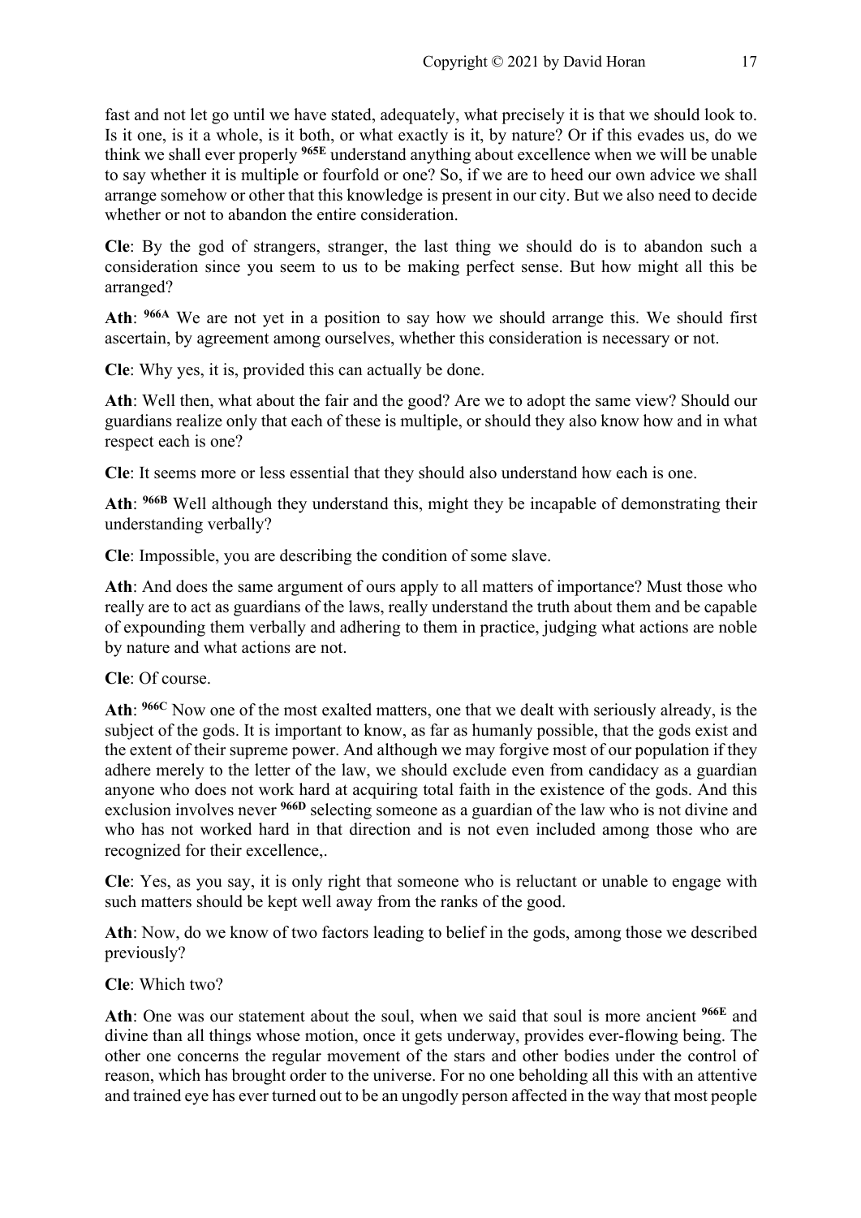fast and not let go until we have stated, adequately, what precisely it is that we should look to. Is it one, is it a whole, is it both, or what exactly is it, by nature? Or if this evades us, do we think we shall ever properly **965E** understand anything about excellence when we will be unable to say whether it is multiple or fourfold or one? So, if we are to heed our own advice we shall arrange somehow or other that this knowledge is present in our city. But we also need to decide whether or not to abandon the entire consideration.

**Cle**: By the god of strangers, stranger, the last thing we should do is to abandon such a consideration since you seem to us to be making perfect sense. But how might all this be arranged?

**Ath**: **966A** We are not yet in a position to say how we should arrange this. We should first ascertain, by agreement among ourselves, whether this consideration is necessary or not.

**Cle**: Why yes, it is, provided this can actually be done.

**Ath**: Well then, what about the fair and the good? Are we to adopt the same view? Should our guardians realize only that each of these is multiple, or should they also know how and in what respect each is one?

**Cle**: It seems more or less essential that they should also understand how each is one.

**Ath**: **966B** Well although they understand this, might they be incapable of demonstrating their understanding verbally?

**Cle**: Impossible, you are describing the condition of some slave.

**Ath**: And does the same argument of ours apply to all matters of importance? Must those who really are to act as guardians of the laws, really understand the truth about them and be capable of expounding them verbally and adhering to them in practice, judging what actions are noble by nature and what actions are not.

**Cle**: Of course.

**Ath**: **966C** Now one of the most exalted matters, one that we dealt with seriously already, is the subject of the gods. It is important to know, as far as humanly possible, that the gods exist and the extent of their supreme power. And although we may forgive most of our population if they adhere merely to the letter of the law, we should exclude even from candidacy as a guardian anyone who does not work hard at acquiring total faith in the existence of the gods. And this exclusion involves never **966D** selecting someone as a guardian of the law who is not divine and who has not worked hard in that direction and is not even included among those who are recognized for their excellence,.

**Cle**: Yes, as you say, it is only right that someone who is reluctant or unable to engage with such matters should be kept well away from the ranks of the good.

**Ath**: Now, do we know of two factors leading to belief in the gods, among those we described previously?

**Cle**: Which two?

**Ath**: One was our statement about the soul, when we said that soul is more ancient **966E** and divine than all things whose motion, once it gets underway, provides ever-flowing being. The other one concerns the regular movement of the stars and other bodies under the control of reason, which has brought order to the universe. For no one beholding all this with an attentive and trained eye has ever turned out to be an ungodly person affected in the way that most people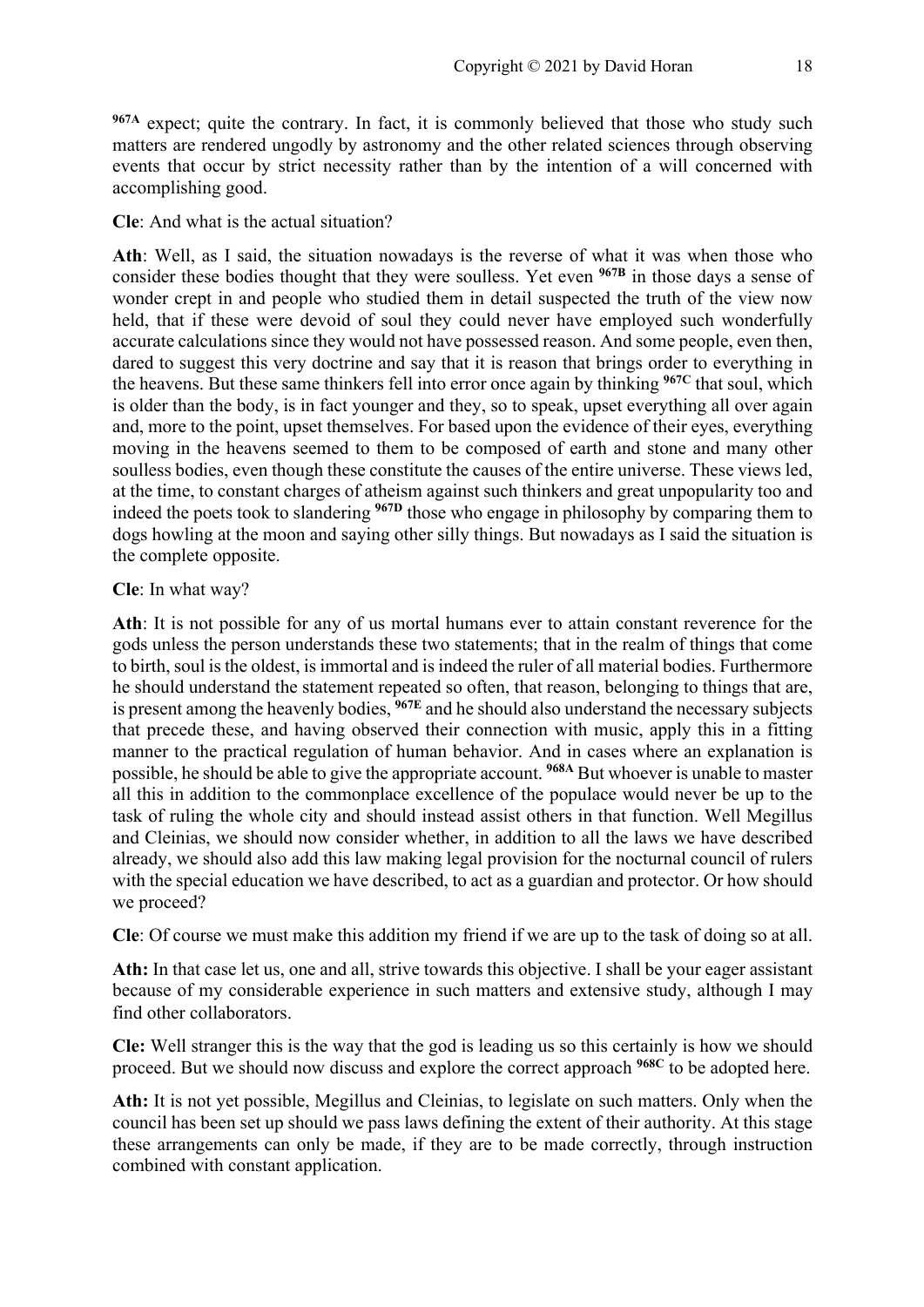**967A** expect; quite the contrary. In fact, it is commonly believed that those who study such matters are rendered ungodly by astronomy and the other related sciences through observing events that occur by strict necessity rather than by the intention of a will concerned with accomplishing good.

**Cle**: And what is the actual situation?

**Ath**: Well, as I said, the situation nowadays is the reverse of what it was when those who consider these bodies thought that they were soulless. Yet even **967B** in those days a sense of wonder crept in and people who studied them in detail suspected the truth of the view now held, that if these were devoid of soul they could never have employed such wonderfully accurate calculations since they would not have possessed reason. And some people, even then, dared to suggest this very doctrine and say that it is reason that brings order to everything in the heavens. But these same thinkers fell into error once again by thinking **967C** that soul, which is older than the body, is in fact younger and they, so to speak, upset everything all over again and, more to the point, upset themselves. For based upon the evidence of their eyes, everything moving in the heavens seemed to them to be composed of earth and stone and many other soulless bodies, even though these constitute the causes of the entire universe. These views led, at the time, to constant charges of atheism against such thinkers and great unpopularity too and indeed the poets took to slandering **967D** those who engage in philosophy by comparing them to dogs howling at the moon and saying other silly things. But nowadays as I said the situation is the complete opposite.

**Cle**: In what way?

**Ath**: It is not possible for any of us mortal humans ever to attain constant reverence for the gods unless the person understands these two statements; that in the realm of things that come to birth, soul is the oldest, is immortal and is indeed the ruler of all material bodies. Furthermore he should understand the statement repeated so often, that reason, belonging to things that are, is present among the heavenly bodies, **967E** and he should also understand the necessary subjects that precede these, and having observed their connection with music, apply this in a fitting manner to the practical regulation of human behavior. And in cases where an explanation is possible, he should be able to give the appropriate account. **968A** But whoever is unable to master all this in addition to the commonplace excellence of the populace would never be up to the task of ruling the whole city and should instead assist others in that function. Well Megillus and Cleinias, we should now consider whether, in addition to all the laws we have described already, we should also add this law making legal provision for the nocturnal council of rulers with the special education we have described, to act as a guardian and protector. Or how should we proceed?

**Cle**: Of course we must make this addition my friend if we are up to the task of doing so at all.

**Ath:** In that case let us, one and all, strive towards this objective. I shall be your eager assistant because of my considerable experience in such matters and extensive study, although I may find other collaborators.

**Cle:** Well stranger this is the way that the god is leading us so this certainly is how we should proceed. But we should now discuss and explore the correct approach **968C** to be adopted here.

**Ath:** It is not yet possible, Megillus and Cleinias, to legislate on such matters. Only when the council has been set up should we pass laws defining the extent of their authority. At this stage these arrangements can only be made, if they are to be made correctly, through instruction combined with constant application.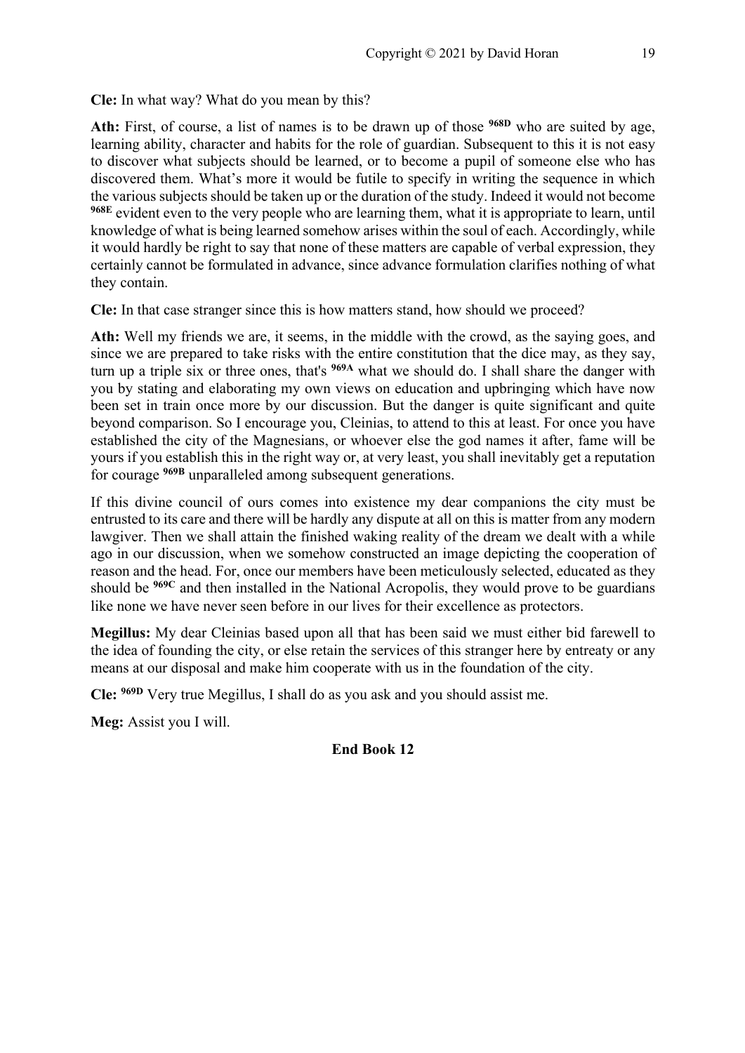**Cle:** In what way? What do you mean by this?

**Ath:** First, of course, a list of names is to be drawn up of those **968D** who are suited by age, learning ability, character and habits for the role of guardian. Subsequent to this it is not easy to discover what subjects should be learned, or to become a pupil of someone else who has discovered them. What's more it would be futile to specify in writing the sequence in which the various subjects should be taken up or the duration of the study. Indeed it would not become **968E** evident even to the very people who are learning them, what it is appropriate to learn, until knowledge of what is being learned somehow arises within the soul of each. Accordingly, while it would hardly be right to say that none of these matters are capable of verbal expression, they certainly cannot be formulated in advance, since advance formulation clarifies nothing of what they contain.

**Cle:** In that case stranger since this is how matters stand, how should we proceed?

**Ath:** Well my friends we are, it seems, in the middle with the crowd, as the saying goes, and since we are prepared to take risks with the entire constitution that the dice may, as they say, turn up a triple six or three ones, that's **969A** what we should do. I shall share the danger with you by stating and elaborating my own views on education and upbringing which have now been set in train once more by our discussion. But the danger is quite significant and quite beyond comparison. So I encourage you, Cleinias, to attend to this at least. For once you have established the city of the Magnesians, or whoever else the god names it after, fame will be yours if you establish this in the right way or, at very least, you shall inevitably get a reputation for courage **969B** unparalleled among subsequent generations.

If this divine council of ours comes into existence my dear companions the city must be entrusted to its care and there will be hardly any dispute at all on this is matter from any modern lawgiver. Then we shall attain the finished waking reality of the dream we dealt with a while ago in our discussion, when we somehow constructed an image depicting the cooperation of reason and the head. For, once our members have been meticulously selected, educated as they should be **969C** and then installed in the National Acropolis, they would prove to be guardians like none we have never seen before in our lives for their excellence as protectors.

**Megillus:** My dear Cleinias based upon all that has been said we must either bid farewell to the idea of founding the city, or else retain the services of this stranger here by entreaty or any means at our disposal and make him cooperate with us in the foundation of the city.

**Cle:** **969D** Very true Megillus, I shall do as you ask and you should assist me.

**Meg:** Assist you I will.

**End Book 12**